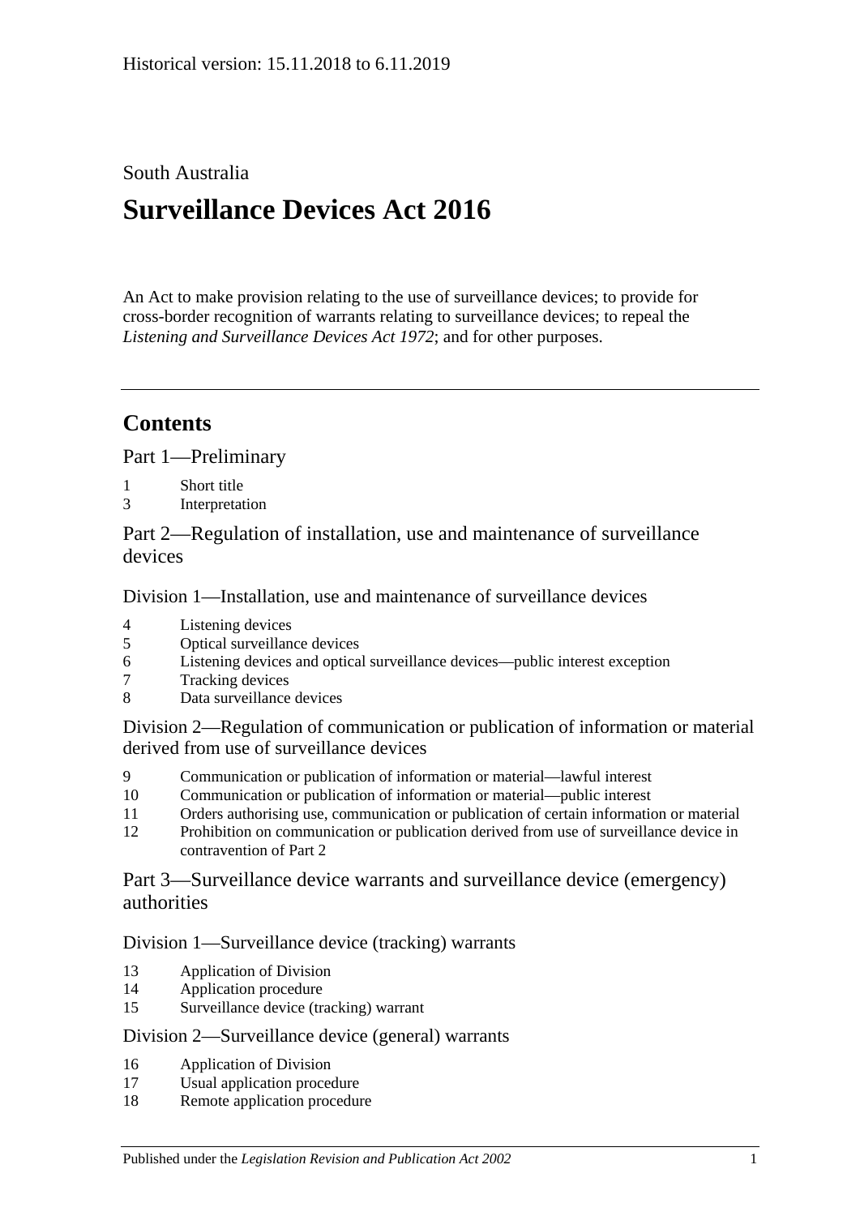Historical version: 15.11.2018 to 6.11.2019

South Australia

# Surveillance Devices Act 2016

An Act to make provision relating to the use of surveillance devices; to provide for cross-border recognition of warrants relating to surveillance devices; to repeal the *Listening and Surveillance Devices Act 1972*; and for other purposes.

## Contents

Part 1—Preliminary

1 Short title
3 Interpretation

Part 2—Regulation of installation, use and maintenance of surveillance devices

Division 1—Installation, use and maintenance of surveillance devices

4 Listening devices
5 Optical surveillance devices
6 Listening devices and optical surveillance devices—public interest exception
7 Tracking devices
8 Data surveillance devices

Division 2—Regulation of communication or publication of information or material derived from use of surveillance devices

9 Communication or publication of information or material—lawful interest
10 Communication or publication of information or material—public interest
11 Orders authorising use, communication or publication of certain information or material
12 Prohibition on communication or publication derived from use of surveillance device in contravention of Part 2

Part 3—Surveillance device warrants and surveillance device (emergency) authorities

Division 1—Surveillance device (tracking) warrants

13 Application of Division
14 Application procedure
15 Surveillance device (tracking) warrant

Division 2—Surveillance device (general) warrants

16 Application of Division
17 Usual application procedure
18 Remote application procedure

Published under the *Legislation Revision and Publication Act 2002*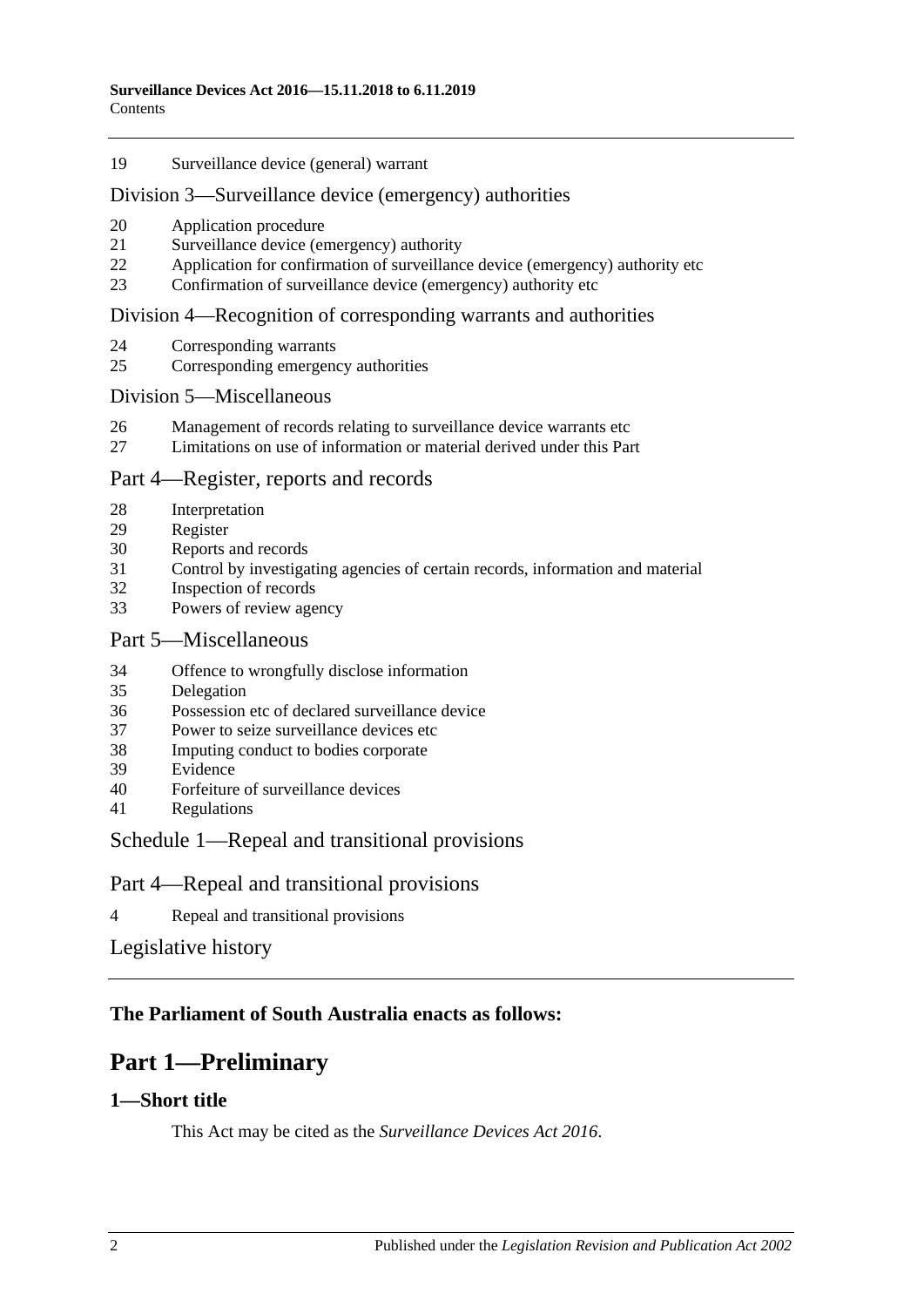19 Surveillance device (general) warrant

Division 3—Surveillance device (emergency) authorities

20 Application procedure
21 Surveillance device (emergency) authority
22 Application for confirmation of surveillance device (emergency) authority etc
23 Confirmation of surveillance device (emergency) authority etc

Division 4—Recognition of corresponding warrants and authorities

24 Corresponding warrants
25 Corresponding emergency authorities

Division 5—Miscellaneous

26 Management of records relating to surveillance device warrants etc
27 Limitations on use of information or material derived under this Part

Part 4—Register, reports and records

28 Interpretation
29 Register
30 Reports and records
31 Control by investigating agencies of certain records, information and material
32 Inspection of records
33 Powers of review agency

Part 5—Miscellaneous

34 Offence to wrongfully disclose information
35 Delegation
36 Possession etc of declared surveillance device
37 Power to seize surveillance devices etc
38 Imputing conduct to bodies corporate
39 Evidence
40 Forfeiture of surveillance devices
41 Regulations

Schedule 1—Repeal and transitional provisions

Part 4—Repeal and transitional provisions

4 Repeal and transitional provisions

Legislative history

**The Parliament of South Australia enacts as follows:**

# Part 1—Preliminary

## 1—Short title

This Act may be cited as the *Surveillance Devices Act 2016*.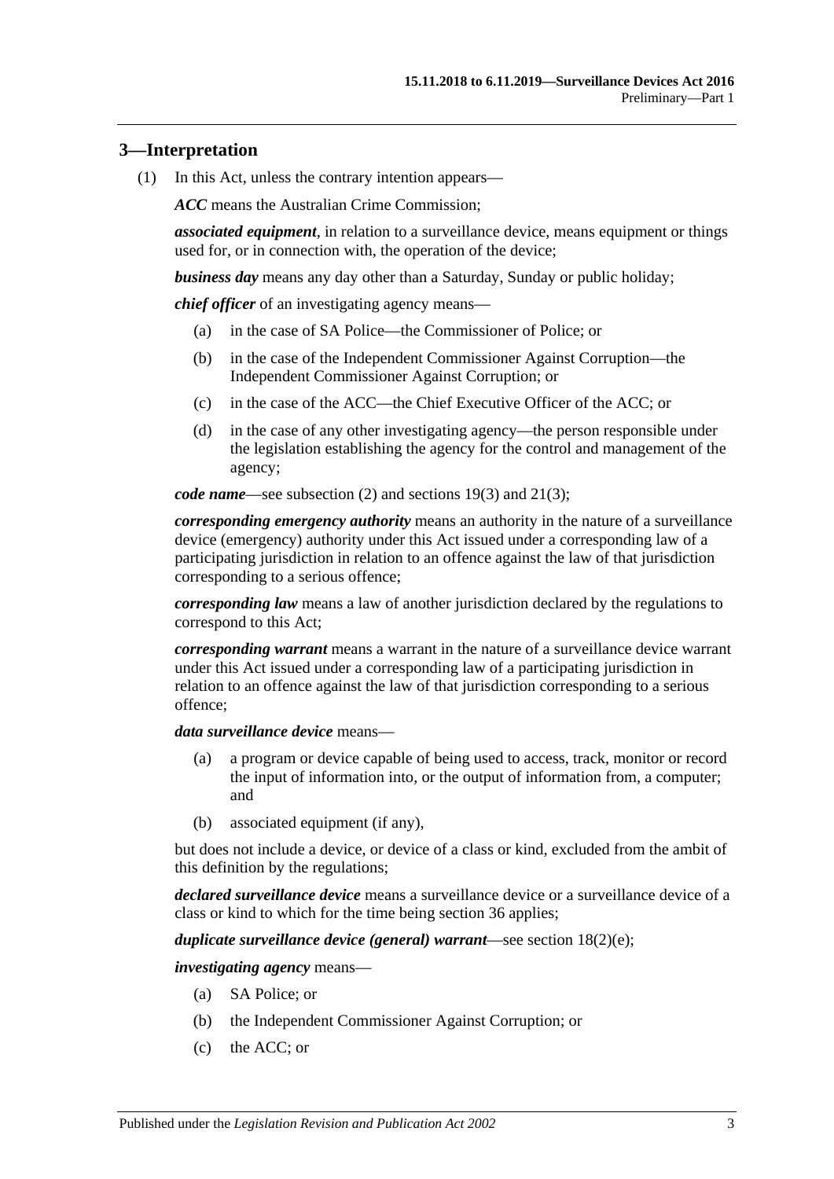## 3—Interpretation

(1) In this Act, unless the contrary intention appears—

***ACC*** means the Australian Crime Commission;

***associated equipment***, in relation to a surveillance device, means equipment or things used for, or in connection with, the operation of the device;

***business day*** means any day other than a Saturday, Sunday or public holiday;

***chief officer*** of an investigating agency means—

(a) in the case of SA Police—the Commissioner of Police; or

(b) in the case of the Independent Commissioner Against Corruption—the Independent Commissioner Against Corruption; or

(c) in the case of the ACC—the Chief Executive Officer of the ACC; or

(d) in the case of any other investigating agency—the person responsible under the legislation establishing the agency for the control and management of the agency;

***code name***—see subsection (2) and sections 19(3) and 21(3);

***corresponding emergency authority*** means an authority in the nature of a surveillance device (emergency) authority under this Act issued under a corresponding law of a participating jurisdiction in relation to an offence against the law of that jurisdiction corresponding to a serious offence;

***corresponding law*** means a law of another jurisdiction declared by the regulations to correspond to this Act;

***corresponding warrant*** means a warrant in the nature of a surveillance device warrant under this Act issued under a corresponding law of a participating jurisdiction in relation to an offence against the law of that jurisdiction corresponding to a serious offence;

***data surveillance device*** means—

(a) a program or device capable of being used to access, track, monitor or record the input of information into, or the output of information from, a computer; and

(b) associated equipment (if any),

but does not include a device, or device of a class or kind, excluded from the ambit of this definition by the regulations;

***declared surveillance device*** means a surveillance device or a surveillance device of a class or kind to which for the time being section 36 applies;

***duplicate surveillance device (general) warrant***—see section 18(2)(e);

***investigating agency*** means—

(a) SA Police; or

(b) the Independent Commissioner Against Corruption; or

(c) the ACC; or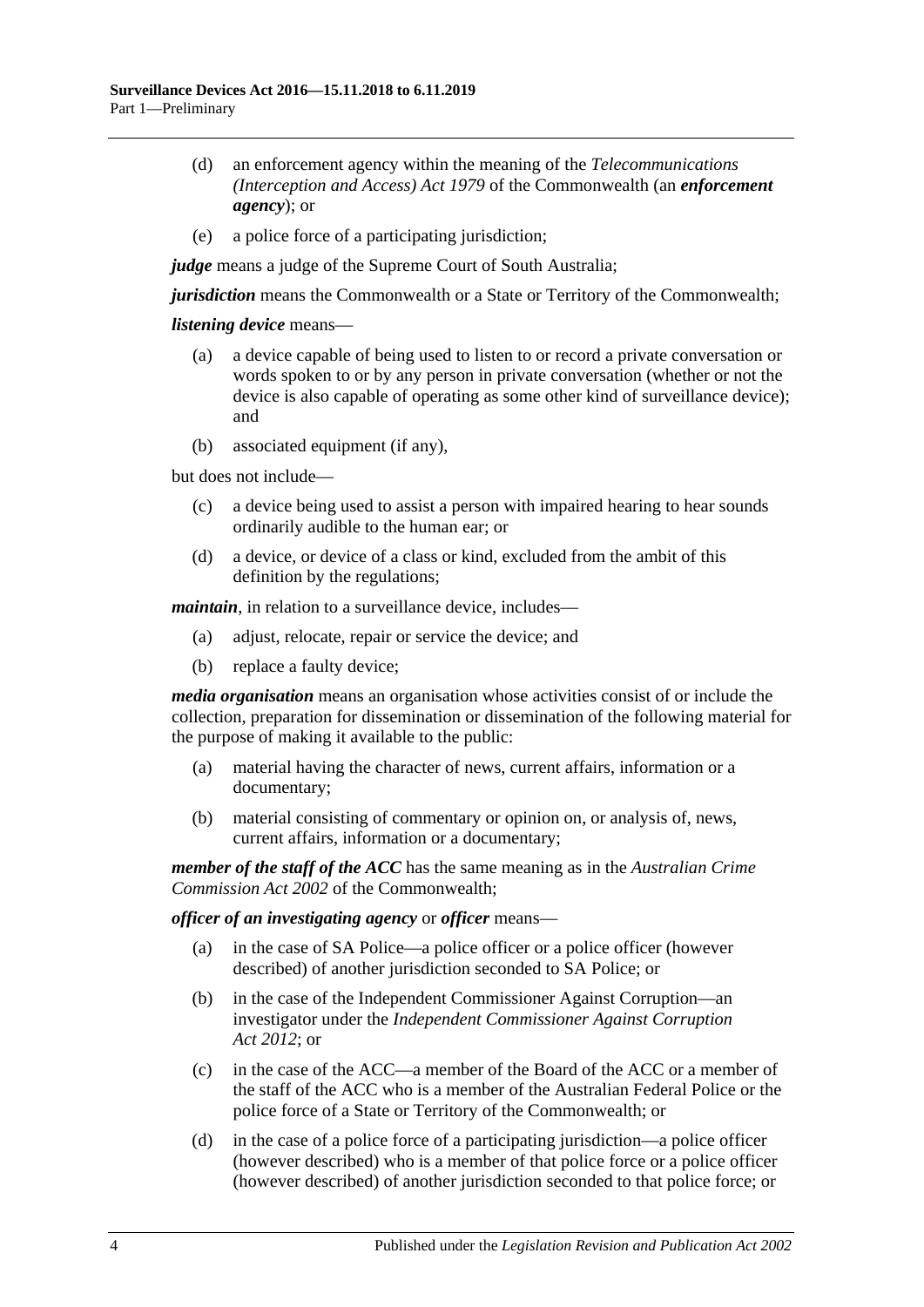(d) an enforcement agency within the meaning of the *Telecommunications (Interception and Access) Act 1979* of the Commonwealth (an ***enforcement agency***); or

(e) a police force of a participating jurisdiction;

***judge*** means a judge of the Supreme Court of South Australia;

***jurisdiction*** means the Commonwealth or a State or Territory of the Commonwealth;

***listening device*** means—

(a) a device capable of being used to listen to or record a private conversation or words spoken to or by any person in private conversation (whether or not the device is also capable of operating as some other kind of surveillance device); and

(b) associated equipment (if any),

but does not include—

(c) a device being used to assist a person with impaired hearing to hear sounds ordinarily audible to the human ear; or

(d) a device, or device of a class or kind, excluded from the ambit of this definition by the regulations;

***maintain***, in relation to a surveillance device, includes—

(a) adjust, relocate, repair or service the device; and

(b) replace a faulty device;

***media organisation*** means an organisation whose activities consist of or include the collection, preparation for dissemination or dissemination of the following material for the purpose of making it available to the public:

(a) material having the character of news, current affairs, information or a documentary;

(b) material consisting of commentary or opinion on, or analysis of, news, current affairs, information or a documentary;

***member of the staff of the ACC*** has the same meaning as in the *Australian Crime Commission Act 2002* of the Commonwealth;

***officer of an investigating agency*** or ***officer*** means—

(a) in the case of SA Police—a police officer or a police officer (however described) of another jurisdiction seconded to SA Police; or

(b) in the case of the Independent Commissioner Against Corruption—an investigator under the *Independent Commissioner Against Corruption Act 2012*; or

(c) in the case of the ACC—a member of the Board of the ACC or a member of the staff of the ACC who is a member of the Australian Federal Police or the police force of a State or Territory of the Commonwealth; or

(d) in the case of a police force of a participating jurisdiction—a police officer (however described) who is a member of that police force or a police officer (however described) of another jurisdiction seconded to that police force; or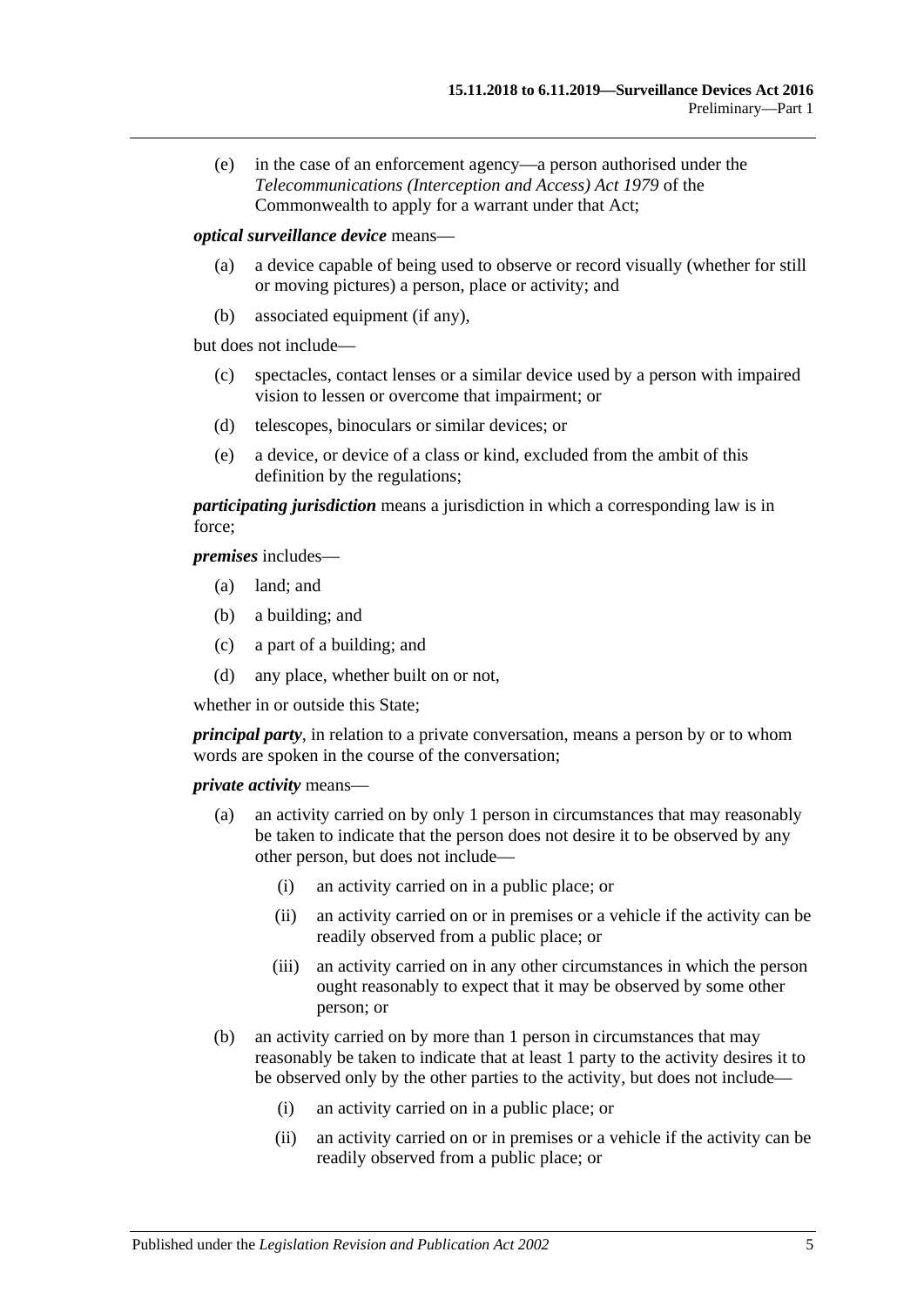(e) in the case of an enforcement agency—a person authorised under the *Telecommunications (Interception and Access) Act 1979* of the Commonwealth to apply for a warrant under that Act;

***optical surveillance device*** means—

(a) a device capable of being used to observe or record visually (whether for still or moving pictures) a person, place or activity; and

(b) associated equipment (if any),

but does not include—

(c) spectacles, contact lenses or a similar device used by a person with impaired vision to lessen or overcome that impairment; or

(d) telescopes, binoculars or similar devices; or

(e) a device, or device of a class or kind, excluded from the ambit of this definition by the regulations;

***participating jurisdiction*** means a jurisdiction in which a corresponding law is in force;

***premises*** includes—

(a) land; and

(b) a building; and

(c) a part of a building; and

(d) any place, whether built on or not,

whether in or outside this State;

***principal party***, in relation to a private conversation, means a person by or to whom words are spoken in the course of the conversation;

***private activity*** means—

(a) an activity carried on by only 1 person in circumstances that may reasonably be taken to indicate that the person does not desire it to be observed by any other person, but does not include—

  (i) an activity carried on in a public place; or

  (ii) an activity carried on or in premises or a vehicle if the activity can be readily observed from a public place; or

  (iii) an activity carried on in any other circumstances in which the person ought reasonably to expect that it may be observed by some other person; or

(b) an activity carried on by more than 1 person in circumstances that may reasonably be taken to indicate that at least 1 party to the activity desires it to be observed only by the other parties to the activity, but does not include—

  (i) an activity carried on in a public place; or

  (ii) an activity carried on or in premises or a vehicle if the activity can be readily observed from a public place; or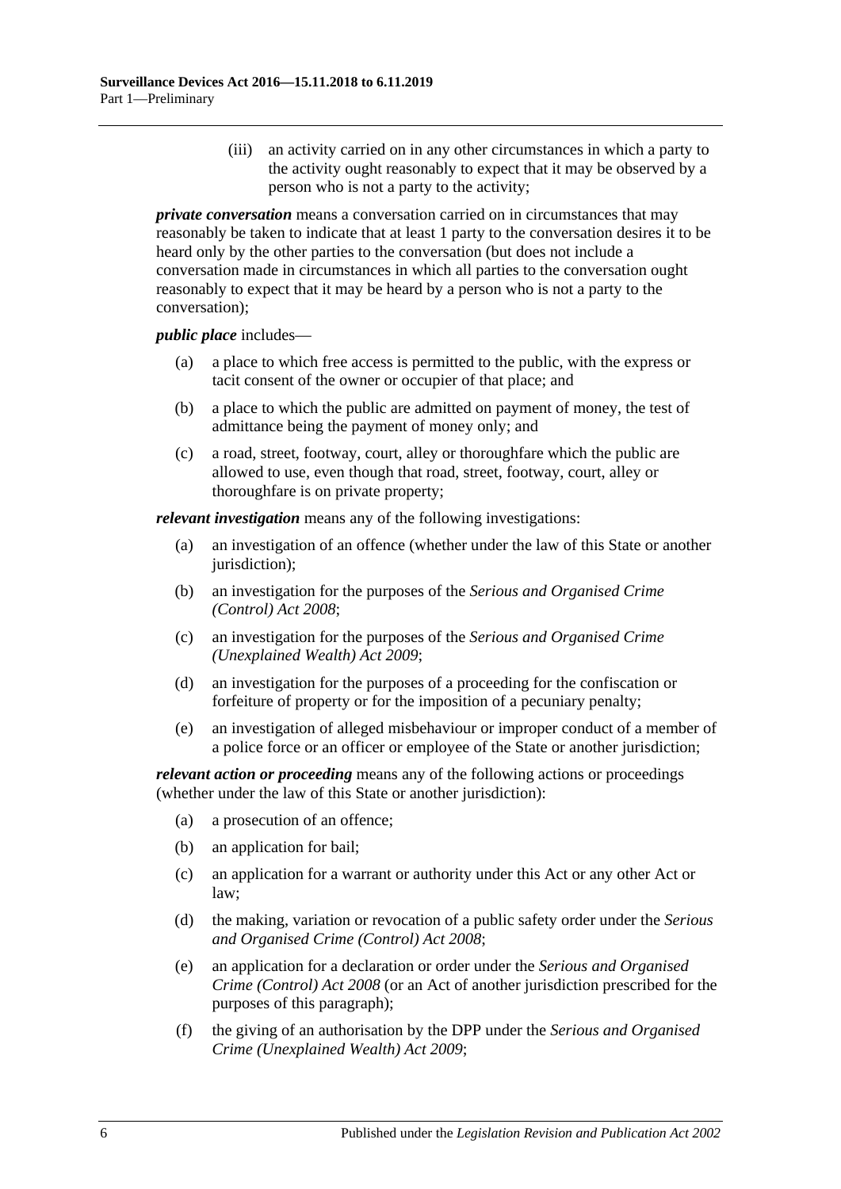(iii) an activity carried on in any other circumstances in which a party to the activity ought reasonably to expect that it may be observed by a person who is not a party to the activity;

***private conversation*** means a conversation carried on in circumstances that may reasonably be taken to indicate that at least 1 party to the conversation desires it to be heard only by the other parties to the conversation (but does not include a conversation made in circumstances in which all parties to the conversation ought reasonably to expect that it may be heard by a person who is not a party to the conversation);

***public place*** includes—

(a) a place to which free access is permitted to the public, with the express or tacit consent of the owner or occupier of that place; and

(b) a place to which the public are admitted on payment of money, the test of admittance being the payment of money only; and

(c) a road, street, footway, court, alley or thoroughfare which the public are allowed to use, even though that road, street, footway, court, alley or thoroughfare is on private property;

***relevant investigation*** means any of the following investigations:

(a) an investigation of an offence (whether under the law of this State or another jurisdiction);

(b) an investigation for the purposes of the *Serious and Organised Crime (Control) Act 2008*;

(c) an investigation for the purposes of the *Serious and Organised Crime (Unexplained Wealth) Act 2009*;

(d) an investigation for the purposes of a proceeding for the confiscation or forfeiture of property or for the imposition of a pecuniary penalty;

(e) an investigation of alleged misbehaviour or improper conduct of a member of a police force or an officer or employee of the State or another jurisdiction;

***relevant action or proceeding*** means any of the following actions or proceedings (whether under the law of this State or another jurisdiction):

(a) a prosecution of an offence;

(b) an application for bail;

(c) an application for a warrant or authority under this Act or any other Act or law;

(d) the making, variation or revocation of a public safety order under the *Serious and Organised Crime (Control) Act 2008*;

(e) an application for a declaration or order under the *Serious and Organised Crime (Control) Act 2008* (or an Act of another jurisdiction prescribed for the purposes of this paragraph);

(f) the giving of an authorisation by the DPP under the *Serious and Organised Crime (Unexplained Wealth) Act 2009*;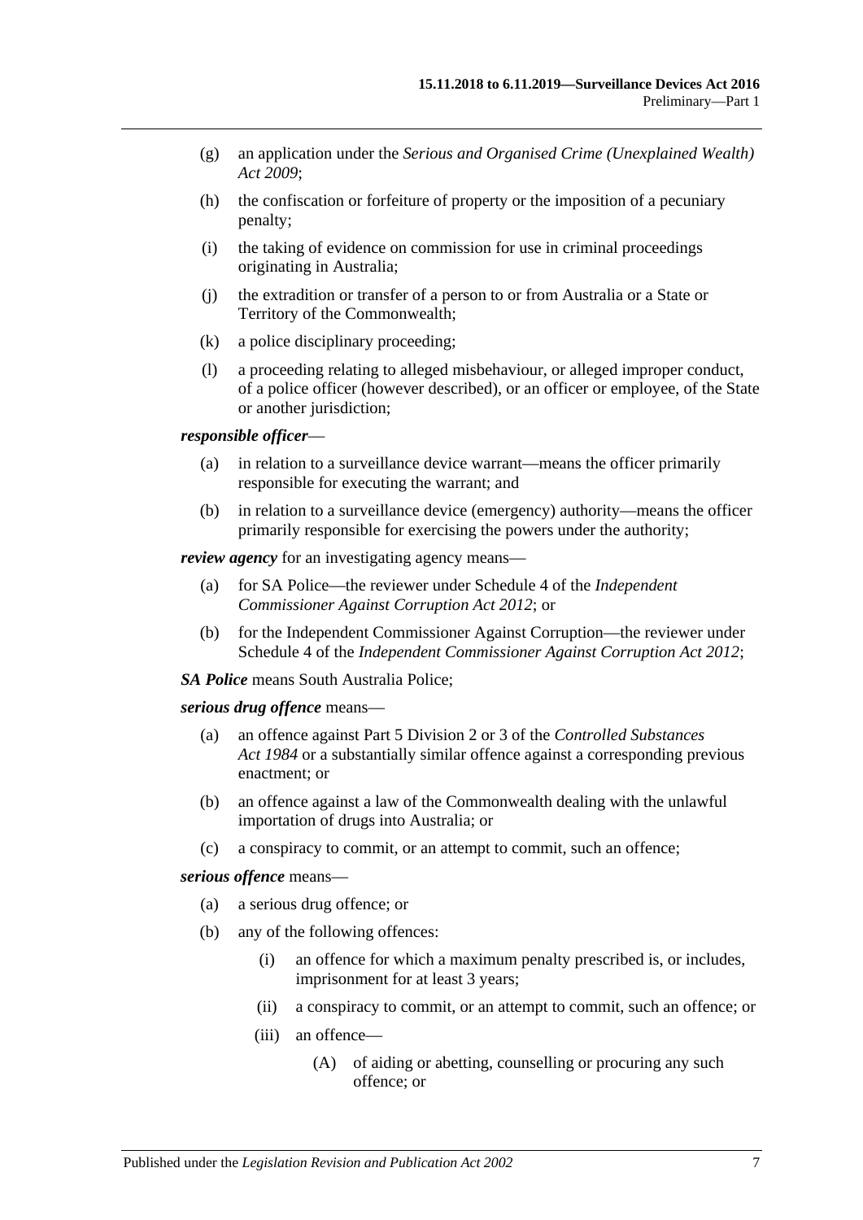(g) an application under the *Serious and Organised Crime (Unexplained Wealth) Act 2009*;

(h) the confiscation or forfeiture of property or the imposition of a pecuniary penalty;

(i) the taking of evidence on commission for use in criminal proceedings originating in Australia;

(j) the extradition or transfer of a person to or from Australia or a State or Territory of the Commonwealth;

(k) a police disciplinary proceeding;

(l) a proceeding relating to alleged misbehaviour, or alleged improper conduct, of a police officer (however described), or an officer or employee, of the State or another jurisdiction;

***responsible officer***—

(a) in relation to a surveillance device warrant—means the officer primarily responsible for executing the warrant; and

(b) in relation to a surveillance device (emergency) authority—means the officer primarily responsible for exercising the powers under the authority;

***review agency*** for an investigating agency means—

(a) for SA Police—the reviewer under Schedule 4 of the *Independent Commissioner Against Corruption Act 2012*; or

(b) for the Independent Commissioner Against Corruption—the reviewer under Schedule 4 of the *Independent Commissioner Against Corruption Act 2012*;

***SA Police*** means South Australia Police;

***serious drug offence*** means—

(a) an offence against Part 5 Division 2 or 3 of the *Controlled Substances Act 1984* or a substantially similar offence against a corresponding previous enactment; or

(b) an offence against a law of the Commonwealth dealing with the unlawful importation of drugs into Australia; or

(c) a conspiracy to commit, or an attempt to commit, such an offence;

***serious offence*** means—

(a) a serious drug offence; or

(b) any of the following offences:

  (i) an offence for which a maximum penalty prescribed is, or includes, imprisonment for at least 3 years;

  (ii) a conspiracy to commit, or an attempt to commit, such an offence; or

  (iii) an offence—

    (A) of aiding or abetting, counselling or procuring any such offence; or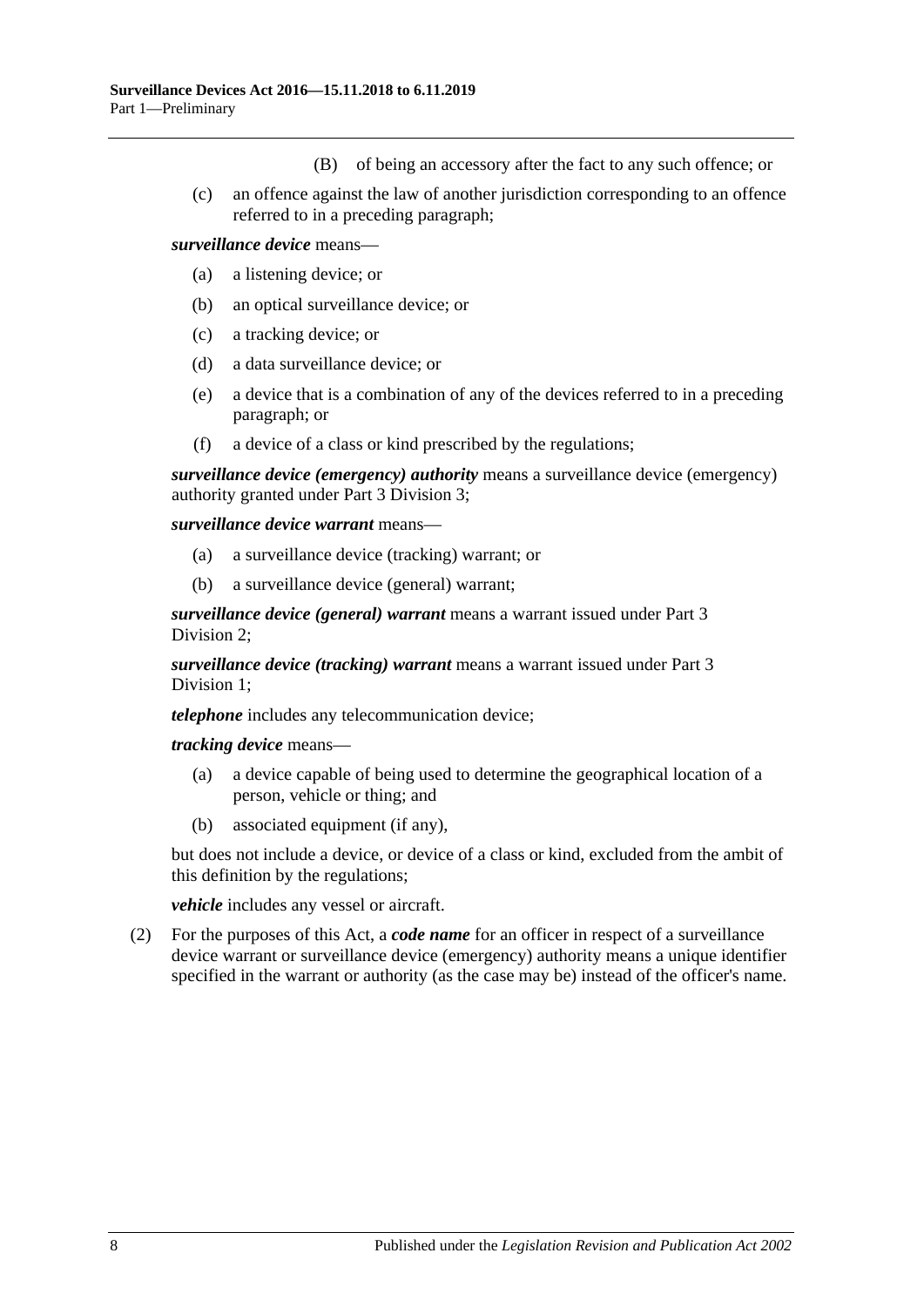(B) of being an accessory after the fact to any such offence; or

(c) an offence against the law of another jurisdiction corresponding to an offence referred to in a preceding paragraph;

***surveillance device*** means—

(a) a listening device; or

(b) an optical surveillance device; or

(c) a tracking device; or

(d) a data surveillance device; or

(e) a device that is a combination of any of the devices referred to in a preceding paragraph; or

(f) a device of a class or kind prescribed by the regulations;

***surveillance device (emergency) authority*** means a surveillance device (emergency) authority granted under Part 3 Division 3;

***surveillance device warrant*** means—

(a) a surveillance device (tracking) warrant; or

(b) a surveillance device (general) warrant;

***surveillance device (general) warrant*** means a warrant issued under Part 3 Division 2;

***surveillance device (tracking) warrant*** means a warrant issued under Part 3 Division 1;

***telephone*** includes any telecommunication device;

***tracking device*** means—

(a) a device capable of being used to determine the geographical location of a person, vehicle or thing; and

(b) associated equipment (if any),

but does not include a device, or device of a class or kind, excluded from the ambit of this definition by the regulations;

***vehicle*** includes any vessel or aircraft.

(2) For the purposes of this Act, a ***code name*** for an officer in respect of a surveillance device warrant or surveillance device (emergency) authority means a unique identifier specified in the warrant or authority (as the case may be) instead of the officer's name.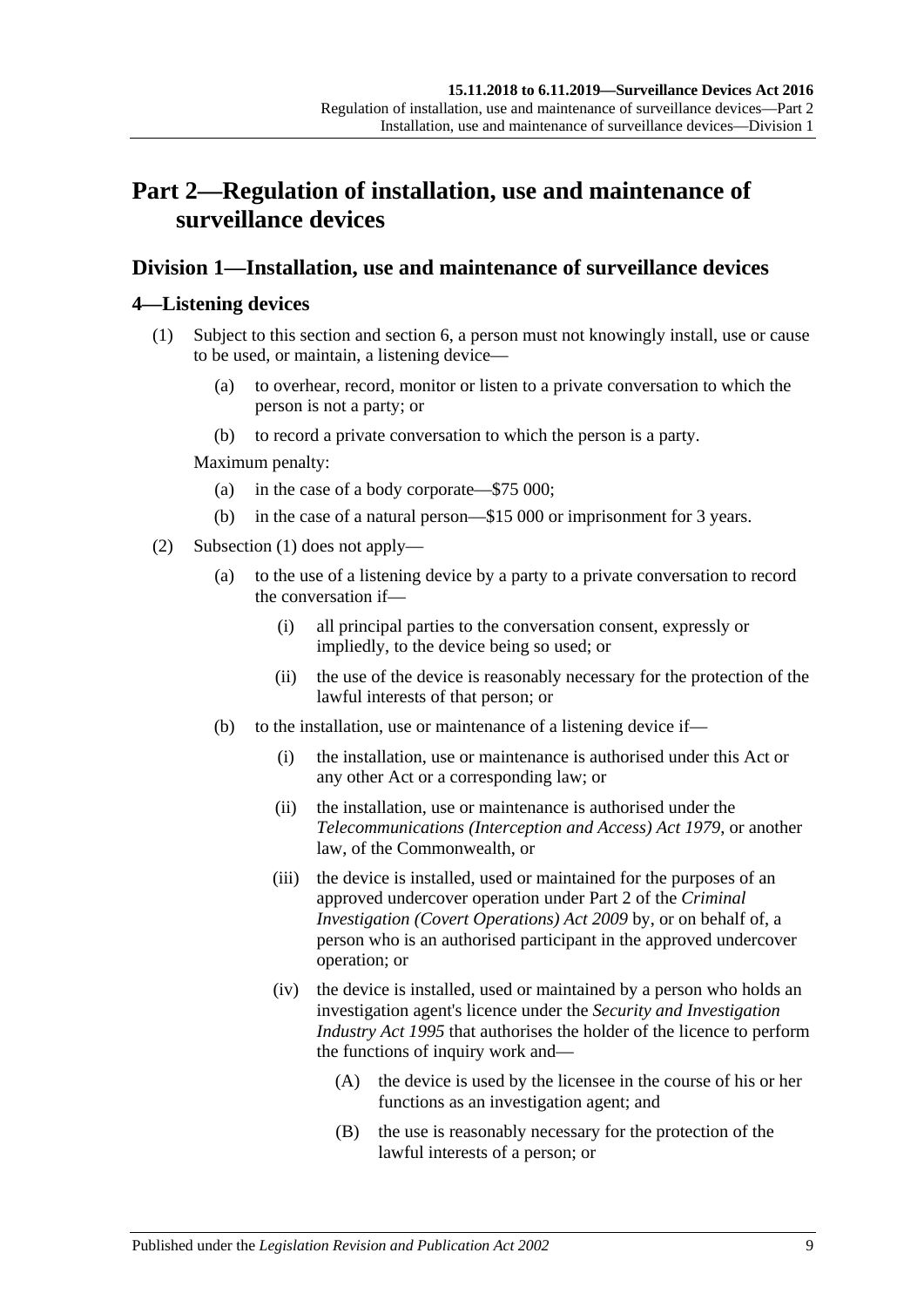# Part 2—Regulation of installation, use and maintenance of surveillance devices

## Division 1—Installation, use and maintenance of surveillance devices

### 4—Listening devices

(1) Subject to this section and section 6, a person must not knowingly install, use or cause to be used, or maintain, a listening device—

(a) to overhear, record, monitor or listen to a private conversation to which the person is not a party; or

(b) to record a private conversation to which the person is a party.

Maximum penalty:

(a) in the case of a body corporate—$75 000;

(b) in the case of a natural person—$15 000 or imprisonment for 3 years.

(2) Subsection (1) does not apply—

(a) to the use of a listening device by a party to a private conversation to record the conversation if—

(i) all principal parties to the conversation consent, expressly or impliedly, to the device being so used; or

(ii) the use of the device is reasonably necessary for the protection of the lawful interests of that person; or

(b) to the installation, use or maintenance of a listening device if—

(i) the installation, use or maintenance is authorised under this Act or any other Act or a corresponding law; or

(ii) the installation, use or maintenance is authorised under the *Telecommunications (Interception and Access) Act 1979*, or another law, of the Commonwealth, or

(iii) the device is installed, used or maintained for the purposes of an approved undercover operation under Part 2 of the *Criminal Investigation (Covert Operations) Act 2009* by, or on behalf of, a person who is an authorised participant in the approved undercover operation; or

(iv) the device is installed, used or maintained by a person who holds an investigation agent's licence under the *Security and Investigation Industry Act 1995* that authorises the holder of the licence to perform the functions of inquiry work and—

(A) the device is used by the licensee in the course of his or her functions as an investigation agent; and

(B) the use is reasonably necessary for the protection of the lawful interests of a person; or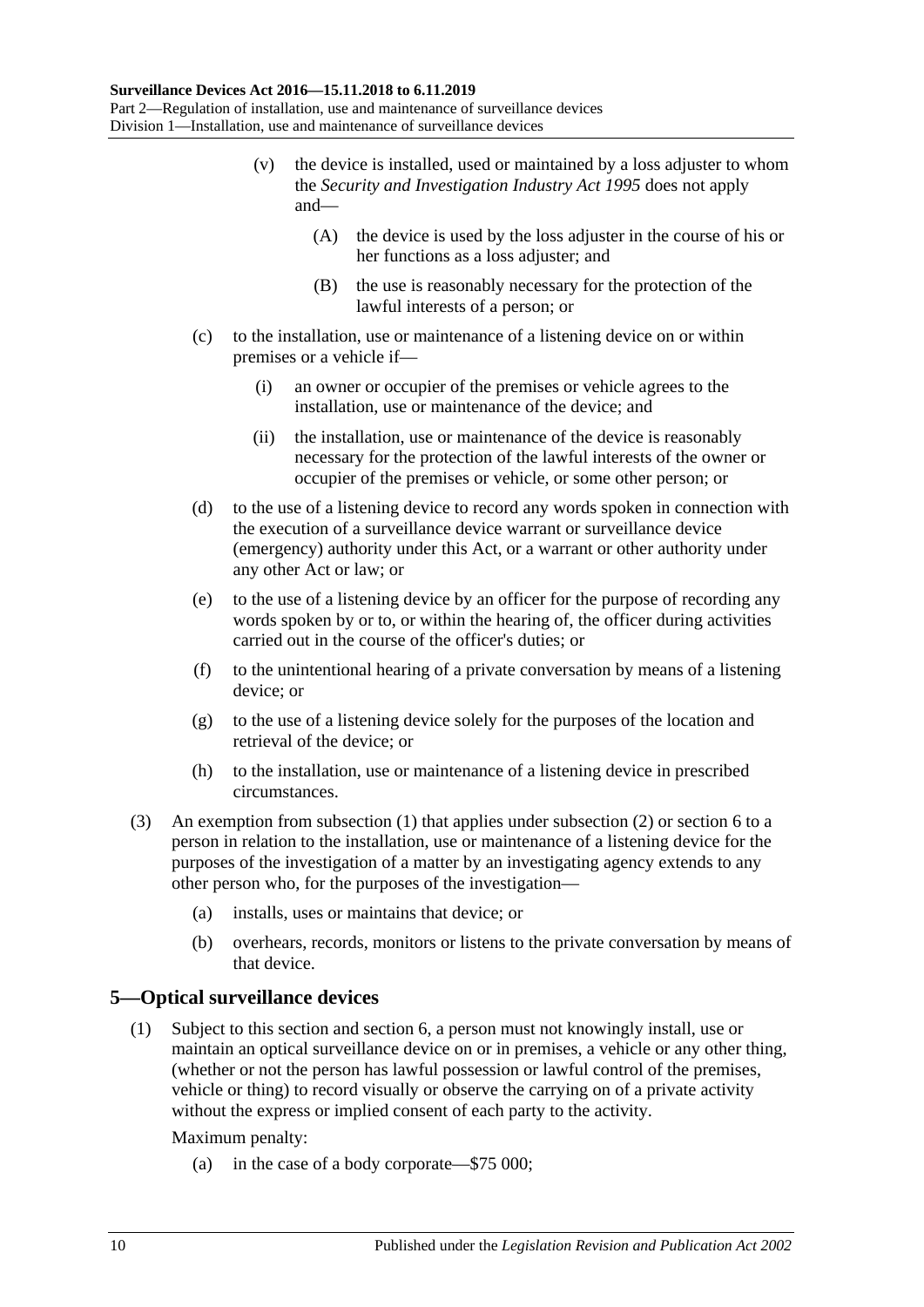(v) the device is installed, used or maintained by a loss adjuster to whom the *Security and Investigation Industry Act 1995* does not apply and—

(A) the device is used by the loss adjuster in the course of his or her functions as a loss adjuster; and

(B) the use is reasonably necessary for the protection of the lawful interests of a person; or

(c) to the installation, use or maintenance of a listening device on or within premises or a vehicle if—

(i) an owner or occupier of the premises or vehicle agrees to the installation, use or maintenance of the device; and

(ii) the installation, use or maintenance of the device is reasonably necessary for the protection of the lawful interests of the owner or occupier of the premises or vehicle, or some other person; or

(d) to the use of a listening device to record any words spoken in connection with the execution of a surveillance device warrant or surveillance device (emergency) authority under this Act, or a warrant or other authority under any other Act or law; or

(e) to the use of a listening device by an officer for the purpose of recording any words spoken by or to, or within the hearing of, the officer during activities carried out in the course of the officer's duties; or

(f) to the unintentional hearing of a private conversation by means of a listening device; or

(g) to the use of a listening device solely for the purposes of the location and retrieval of the device; or

(h) to the installation, use or maintenance of a listening device in prescribed circumstances.

(3) An exemption from subsection (1) that applies under subsection (2) or section 6 to a person in relation to the installation, use or maintenance of a listening device for the purposes of the investigation of a matter by an investigating agency extends to any other person who, for the purposes of the investigation—

(a) installs, uses or maintains that device; or

(b) overhears, records, monitors or listens to the private conversation by means of that device.

## 5—Optical surveillance devices

(1) Subject to this section and section 6, a person must not knowingly install, use or maintain an optical surveillance device on or in premises, a vehicle or any other thing, (whether or not the person has lawful possession or lawful control of the premises, vehicle or thing) to record visually or observe the carrying on of a private activity without the express or implied consent of each party to the activity.

Maximum penalty:

(a) in the case of a body corporate—$75 000;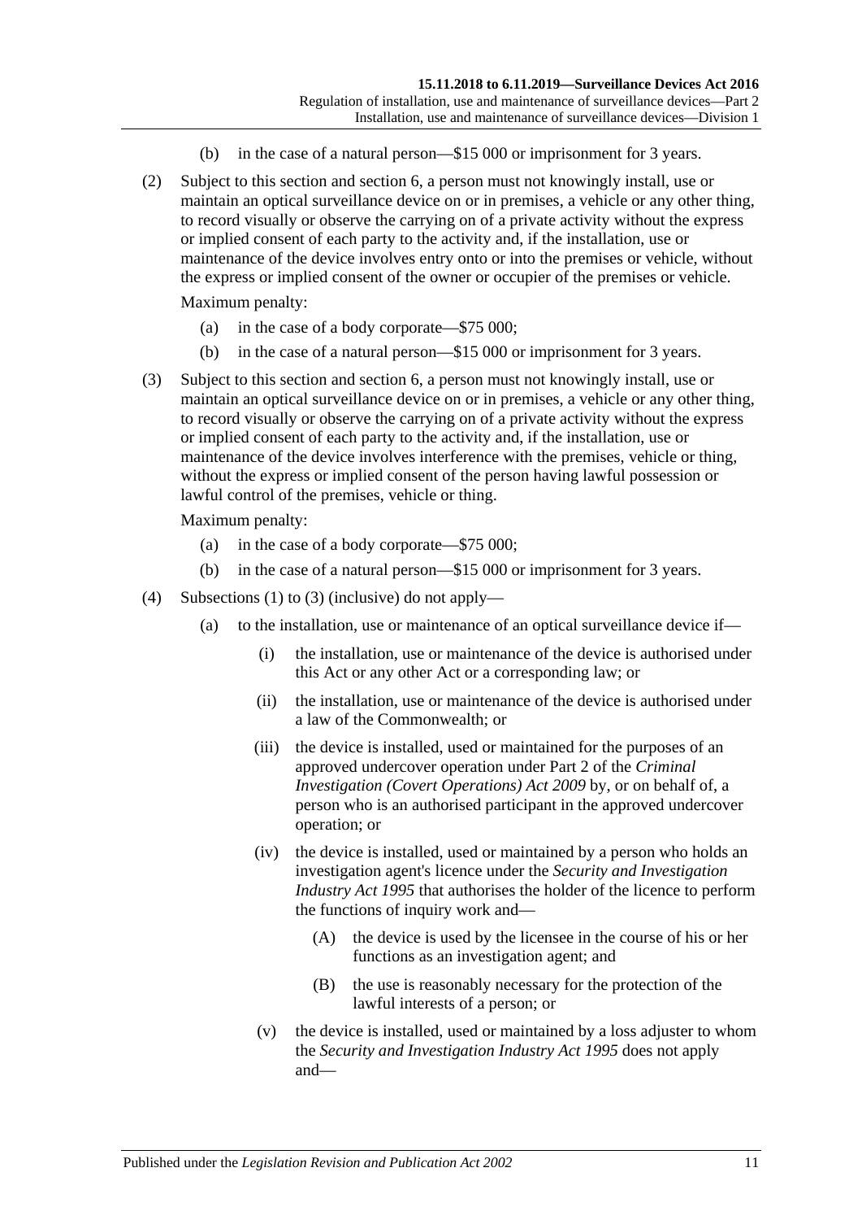(b) in the case of a natural person—$15 000 or imprisonment for 3 years.

(2) Subject to this section and section 6, a person must not knowingly install, use or maintain an optical surveillance device on or in premises, a vehicle or any other thing, to record visually or observe the carrying on of a private activity without the express or implied consent of each party to the activity and, if the installation, use or maintenance of the device involves entry onto or into the premises or vehicle, without the express or implied consent of the owner or occupier of the premises or vehicle.

Maximum penalty:

(a) in the case of a body corporate—$75 000;

(b) in the case of a natural person—$15 000 or imprisonment for 3 years.

(3) Subject to this section and section 6, a person must not knowingly install, use or maintain an optical surveillance device on or in premises, a vehicle or any other thing, to record visually or observe the carrying on of a private activity without the express or implied consent of each party to the activity and, if the installation, use or maintenance of the device involves interference with the premises, vehicle or thing, without the express or implied consent of the person having lawful possession or lawful control of the premises, vehicle or thing.

Maximum penalty:

(a) in the case of a body corporate—$75 000;

(b) in the case of a natural person—$15 000 or imprisonment for 3 years.

(4) Subsections (1) to (3) (inclusive) do not apply—

(a) to the installation, use or maintenance of an optical surveillance device if—

(i) the installation, use or maintenance of the device is authorised under this Act or any other Act or a corresponding law; or

(ii) the installation, use or maintenance of the device is authorised under a law of the Commonwealth; or

(iii) the device is installed, used or maintained for the purposes of an approved undercover operation under Part 2 of the *Criminal Investigation (Covert Operations) Act 2009* by, or on behalf of, a person who is an authorised participant in the approved undercover operation; or

(iv) the device is installed, used or maintained by a person who holds an investigation agent's licence under the *Security and Investigation Industry Act 1995* that authorises the holder of the licence to perform the functions of inquiry work and—

(A) the device is used by the licensee in the course of his or her functions as an investigation agent; and

(B) the use is reasonably necessary for the protection of the lawful interests of a person; or

(v) the device is installed, used or maintained by a loss adjuster to whom the *Security and Investigation Industry Act 1995* does not apply and—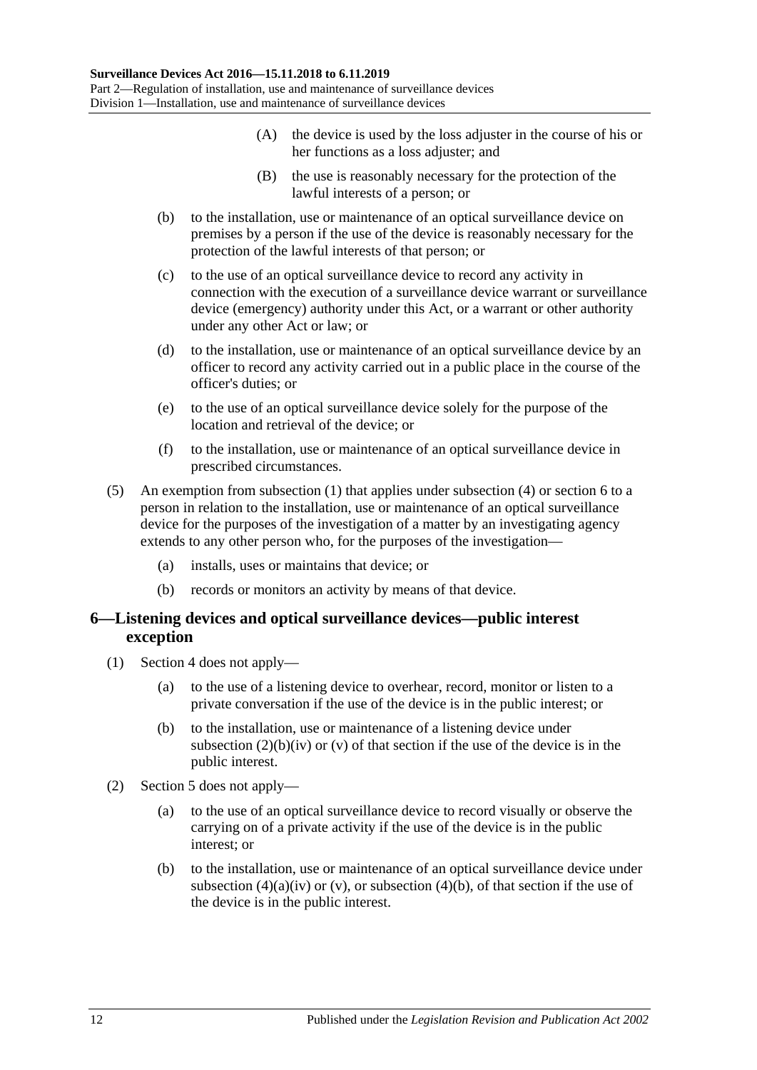(A) the device is used by the loss adjuster in the course of his or her functions as a loss adjuster; and

(B) the use is reasonably necessary for the protection of the lawful interests of a person; or

(b) to the installation, use or maintenance of an optical surveillance device on premises by a person if the use of the device is reasonably necessary for the protection of the lawful interests of that person; or

(c) to the use of an optical surveillance device to record any activity in connection with the execution of a surveillance device warrant or surveillance device (emergency) authority under this Act, or a warrant or other authority under any other Act or law; or

(d) to the installation, use or maintenance of an optical surveillance device by an officer to record any activity carried out in a public place in the course of the officer's duties; or

(e) to the use of an optical surveillance device solely for the purpose of the location and retrieval of the device; or

(f) to the installation, use or maintenance of an optical surveillance device in prescribed circumstances.

(5) An exemption from subsection (1) that applies under subsection (4) or section 6 to a person in relation to the installation, use or maintenance of an optical surveillance device for the purposes of the investigation of a matter by an investigating agency extends to any other person who, for the purposes of the investigation—

(a) installs, uses or maintains that device; or

(b) records or monitors an activity by means of that device.

## 6—Listening devices and optical surveillance devices—public interest exception

(1) Section 4 does not apply—

(a) to the use of a listening device to overhear, record, monitor or listen to a private conversation if the use of the device is in the public interest; or

(b) to the installation, use or maintenance of a listening device under subsection (2)(b)(iv) or (v) of that section if the use of the device is in the public interest.

(2) Section 5 does not apply—

(a) to the use of an optical surveillance device to record visually or observe the carrying on of a private activity if the use of the device is in the public interest; or

(b) to the installation, use or maintenance of an optical surveillance device under subsection (4)(a)(iv) or (v), or subsection (4)(b), of that section if the use of the device is in the public interest.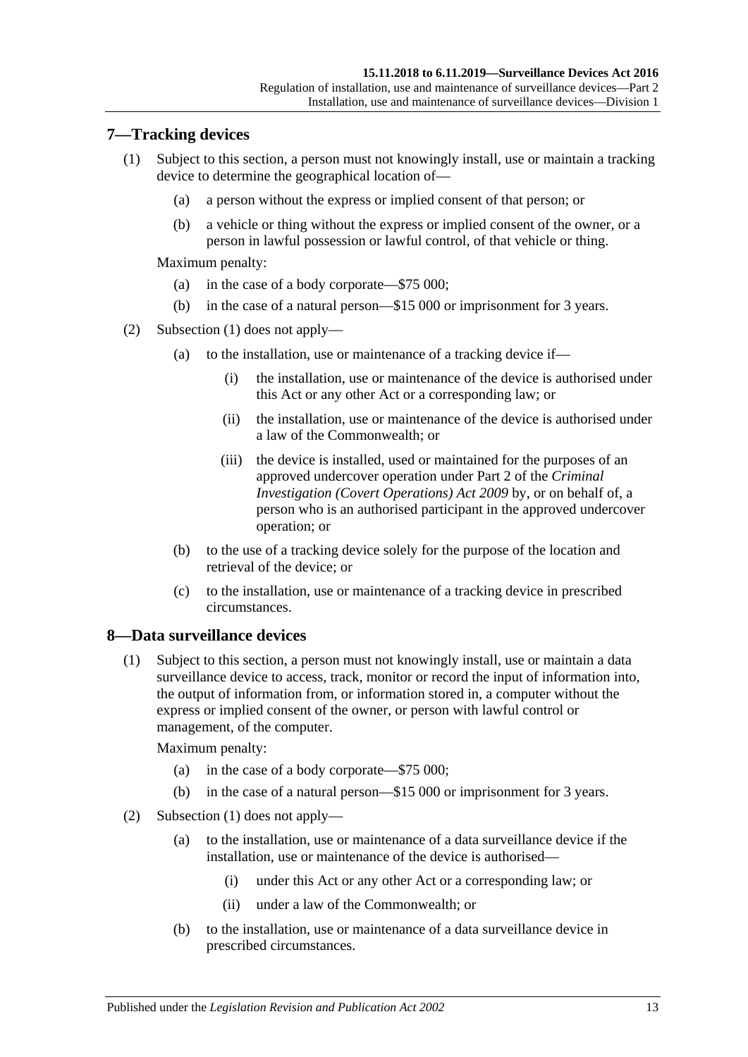## 7—Tracking devices

(1) Subject to this section, a person must not knowingly install, use or maintain a tracking device to determine the geographical location of—

  (a) a person without the express or implied consent of that person; or

  (b) a vehicle or thing without the express or implied consent of the owner, or a person in lawful possession or lawful control, of that vehicle or thing.

Maximum penalty:

  (a) in the case of a body corporate—$75 000;

  (b) in the case of a natural person—$15 000 or imprisonment for 3 years.

(2) Subsection (1) does not apply—

  (a) to the installation, use or maintenance of a tracking device if—

    (i) the installation, use or maintenance of the device is authorised under this Act or any other Act or a corresponding law; or

    (ii) the installation, use or maintenance of the device is authorised under a law of the Commonwealth; or

    (iii) the device is installed, used or maintained for the purposes of an approved undercover operation under Part 2 of the *Criminal Investigation (Covert Operations) Act 2009* by, or on behalf of, a person who is an authorised participant in the approved undercover operation; or

  (b) to the use of a tracking device solely for the purpose of the location and retrieval of the device; or

  (c) to the installation, use or maintenance of a tracking device in prescribed circumstances.

## 8—Data surveillance devices

(1) Subject to this section, a person must not knowingly install, use or maintain a data surveillance device to access, track, monitor or record the input of information into, the output of information from, or information stored in, a computer without the express or implied consent of the owner, or person with lawful control or management, of the computer.

Maximum penalty:

  (a) in the case of a body corporate—$75 000;

  (b) in the case of a natural person—$15 000 or imprisonment for 3 years.

(2) Subsection (1) does not apply—

  (a) to the installation, use or maintenance of a data surveillance device if the installation, use or maintenance of the device is authorised—

    (i) under this Act or any other Act or a corresponding law; or

    (ii) under a law of the Commonwealth; or

  (b) to the installation, use or maintenance of a data surveillance device in prescribed circumstances.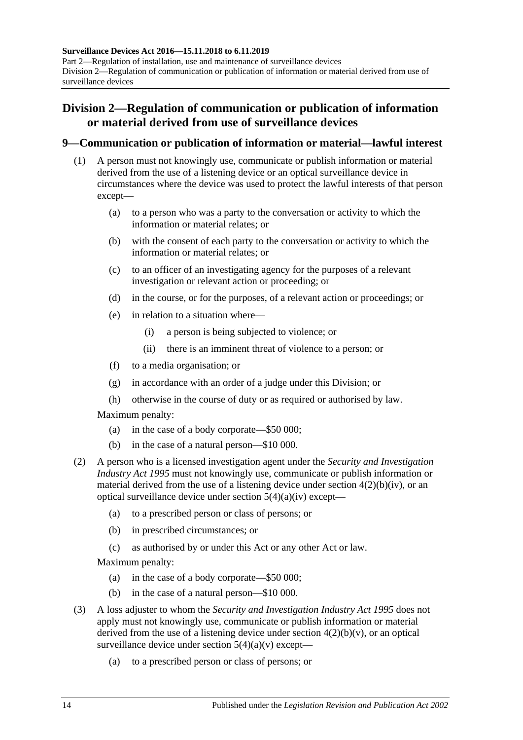## Division 2—Regulation of communication or publication of information or material derived from use of surveillance devices

### 9—Communication or publication of information or material—lawful interest

(1) A person must not knowingly use, communicate or publish information or material derived from the use of a listening device or an optical surveillance device in circumstances where the device was used to protect the lawful interests of that person except—

(a) to a person who was a party to the conversation or activity to which the information or material relates; or

(b) with the consent of each party to the conversation or activity to which the information or material relates; or

(c) to an officer of an investigating agency for the purposes of a relevant investigation or relevant action or proceeding; or

(d) in the course, or for the purposes, of a relevant action or proceedings; or

(e) in relation to a situation where—

(i) a person is being subjected to violence; or

(ii) there is an imminent threat of violence to a person; or

(f) to a media organisation; or

(g) in accordance with an order of a judge under this Division; or

(h) otherwise in the course of duty or as required or authorised by law.

Maximum penalty:

(a) in the case of a body corporate—$50 000;

(b) in the case of a natural person—$10 000.

(2) A person who is a licensed investigation agent under the *Security and Investigation Industry Act 1995* must not knowingly use, communicate or publish information or material derived from the use of a listening device under section 4(2)(b)(iv), or an optical surveillance device under section 5(4)(a)(iv) except—

(a) to a prescribed person or class of persons; or

(b) in prescribed circumstances; or

(c) as authorised by or under this Act or any other Act or law.

Maximum penalty:

(a) in the case of a body corporate—$50 000;

(b) in the case of a natural person—$10 000.

(3) A loss adjuster to whom the *Security and Investigation Industry Act 1995* does not apply must not knowingly use, communicate or publish information or material derived from the use of a listening device under section 4(2)(b)(v), or an optical surveillance device under section 5(4)(a)(v) except—

(a) to a prescribed person or class of persons; or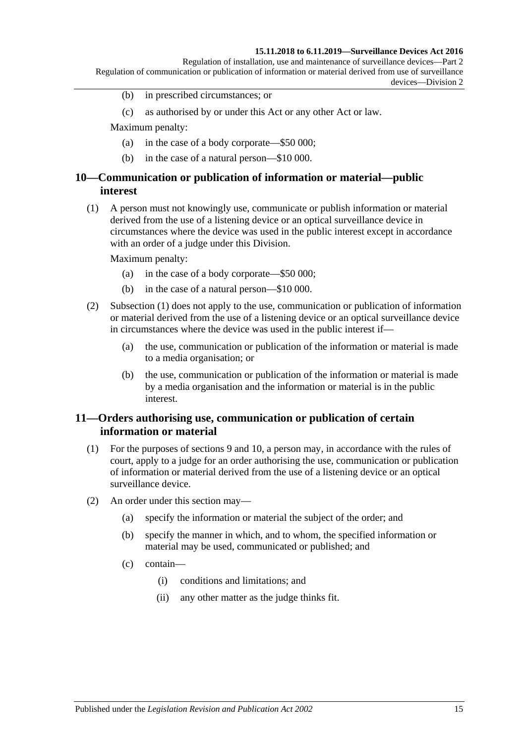(b) in prescribed circumstances; or

(c) as authorised by or under this Act or any other Act or law.

Maximum penalty:

(a) in the case of a body corporate—$50 000;

(b) in the case of a natural person—$10 000.

## 10—Communication or publication of information or material—public interest

(1) A person must not knowingly use, communicate or publish information or material derived from the use of a listening device or an optical surveillance device in circumstances where the device was used in the public interest except in accordance with an order of a judge under this Division.

Maximum penalty:

(a) in the case of a body corporate—$50 000;

(b) in the case of a natural person—$10 000.

(2) Subsection (1) does not apply to the use, communication or publication of information or material derived from the use of a listening device or an optical surveillance device in circumstances where the device was used in the public interest if—

(a) the use, communication or publication of the information or material is made to a media organisation; or

(b) the use, communication or publication of the information or material is made by a media organisation and the information or material is in the public interest.

## 11—Orders authorising use, communication or publication of certain information or material

(1) For the purposes of sections 9 and 10, a person may, in accordance with the rules of court, apply to a judge for an order authorising the use, communication or publication of information or material derived from the use of a listening device or an optical surveillance device.

(2) An order under this section may—

(a) specify the information or material the subject of the order; and

(b) specify the manner in which, and to whom, the specified information or material may be used, communicated or published; and

(c) contain—

(i) conditions and limitations; and

(ii) any other matter as the judge thinks fit.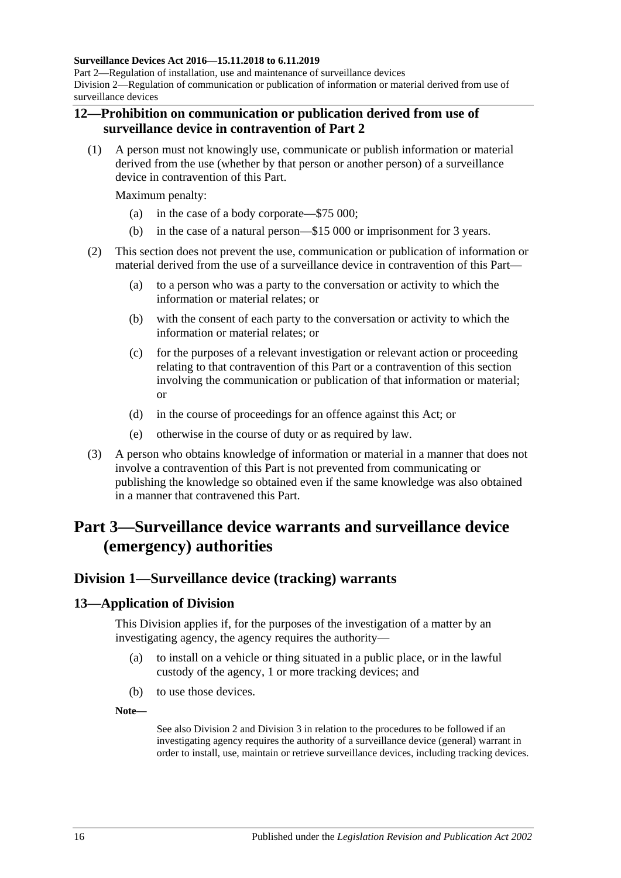## 12—Prohibition on communication or publication derived from use of surveillance device in contravention of Part 2

(1) A person must not knowingly use, communicate or publish information or material derived from the use (whether by that person or another person) of a surveillance device in contravention of this Part.

Maximum penalty:

- (a) in the case of a body corporate—$75 000;
- (b) in the case of a natural person—$15 000 or imprisonment for 3 years.

(2) This section does not prevent the use, communication or publication of information or material derived from the use of a surveillance device in contravention of this Part—

- (a) to a person who was a party to the conversation or activity to which the information or material relates; or
- (b) with the consent of each party to the conversation or activity to which the information or material relates; or
- (c) for the purposes of a relevant investigation or relevant action or proceeding relating to that contravention of this Part or a contravention of this section involving the communication or publication of that information or material; or
- (d) in the course of proceedings for an offence against this Act; or
- (e) otherwise in the course of duty or as required by law.

(3) A person who obtains knowledge of information or material in a manner that does not involve a contravention of this Part is not prevented from communicating or publishing the knowledge so obtained even if the same knowledge was also obtained in a manner that contravened this Part.

# Part 3—Surveillance device warrants and surveillance device (emergency) authorities

## Division 1—Surveillance device (tracking) warrants

### 13—Application of Division

This Division applies if, for the purposes of the investigation of a matter by an investigating agency, the agency requires the authority—

- (a) to install on a vehicle or thing situated in a public place, or in the lawful custody of the agency, 1 or more tracking devices; and
- (b) to use those devices.

**Note—**

See also Division 2 and Division 3 in relation to the procedures to be followed if an investigating agency requires the authority of a surveillance device (general) warrant in order to install, use, maintain or retrieve surveillance devices, including tracking devices.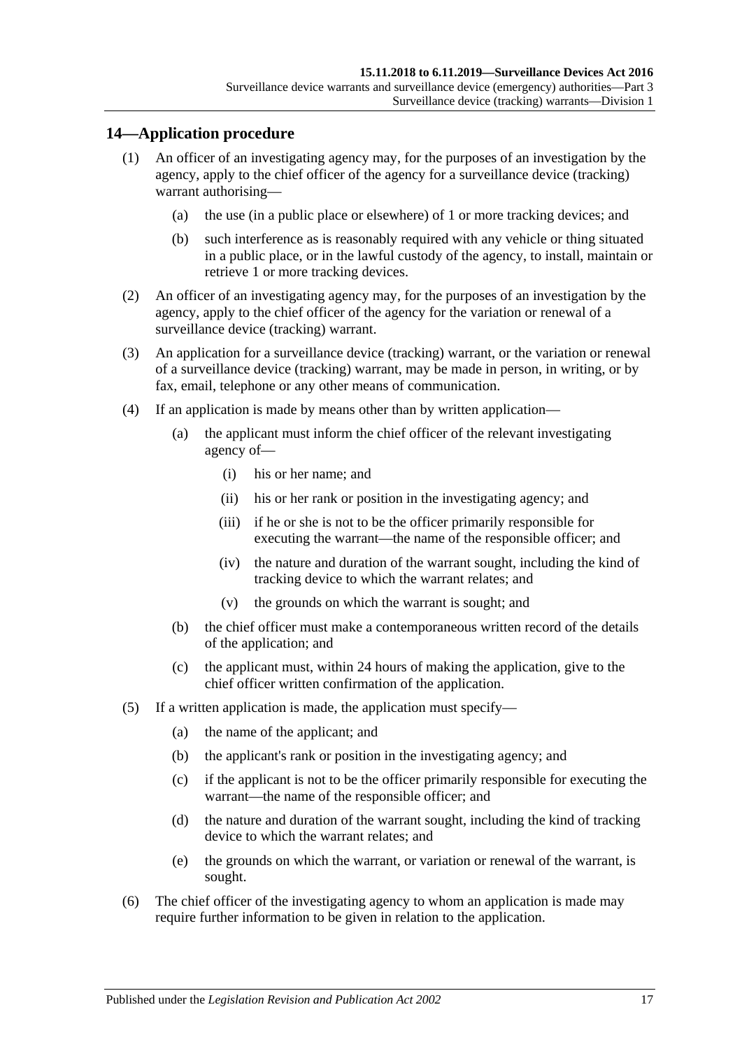## 14—Application procedure

(1) An officer of an investigating agency may, for the purposes of an investigation by the agency, apply to the chief officer of the agency for a surveillance device (tracking) warrant authorising—

(a) the use (in a public place or elsewhere) of 1 or more tracking devices; and

(b) such interference as is reasonably required with any vehicle or thing situated in a public place, or in the lawful custody of the agency, to install, maintain or retrieve 1 or more tracking devices.

(2) An officer of an investigating agency may, for the purposes of an investigation by the agency, apply to the chief officer of the agency for the variation or renewal of a surveillance device (tracking) warrant.

(3) An application for a surveillance device (tracking) warrant, or the variation or renewal of a surveillance device (tracking) warrant, may be made in person, in writing, or by fax, email, telephone or any other means of communication.

(4) If an application is made by means other than by written application—

(a) the applicant must inform the chief officer of the relevant investigating agency of—

(i) his or her name; and

(ii) his or her rank or position in the investigating agency; and

(iii) if he or she is not to be the officer primarily responsible for executing the warrant—the name of the responsible officer; and

(iv) the nature and duration of the warrant sought, including the kind of tracking device to which the warrant relates; and

(v) the grounds on which the warrant is sought; and

(b) the chief officer must make a contemporaneous written record of the details of the application; and

(c) the applicant must, within 24 hours of making the application, give to the chief officer written confirmation of the application.

(5) If a written application is made, the application must specify—

(a) the name of the applicant; and

(b) the applicant's rank or position in the investigating agency; and

(c) if the applicant is not to be the officer primarily responsible for executing the warrant—the name of the responsible officer; and

(d) the nature and duration of the warrant sought, including the kind of tracking device to which the warrant relates; and

(e) the grounds on which the warrant, or variation or renewal of the warrant, is sought.

(6) The chief officer of the investigating agency to whom an application is made may require further information to be given in relation to the application.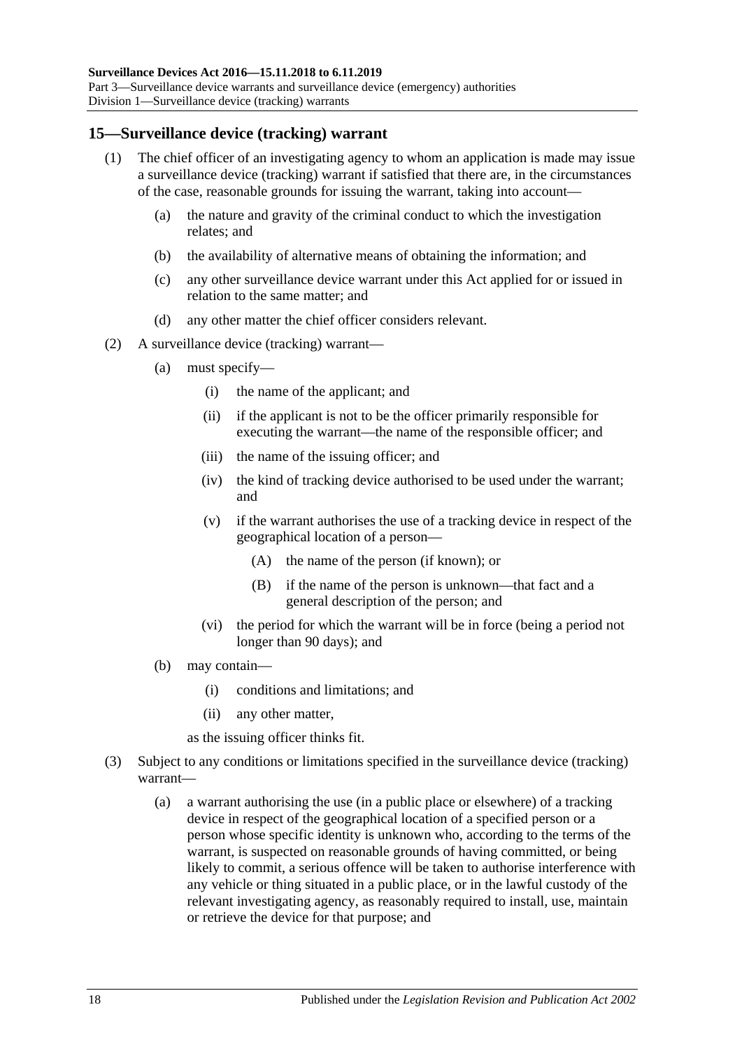## 15—Surveillance device (tracking) warrant

(1) The chief officer of an investigating agency to whom an application is made may issue a surveillance device (tracking) warrant if satisfied that there are, in the circumstances of the case, reasonable grounds for issuing the warrant, taking into account—

(a) the nature and gravity of the criminal conduct to which the investigation relates; and

(b) the availability of alternative means of obtaining the information; and

(c) any other surveillance device warrant under this Act applied for or issued in relation to the same matter; and

(d) any other matter the chief officer considers relevant.

(2) A surveillance device (tracking) warrant—

(a) must specify—

(i) the name of the applicant; and

(ii) if the applicant is not to be the officer primarily responsible for executing the warrant—the name of the responsible officer; and

(iii) the name of the issuing officer; and

(iv) the kind of tracking device authorised to be used under the warrant; and

(v) if the warrant authorises the use of a tracking device in respect of the geographical location of a person—

(A) the name of the person (if known); or

(B) if the name of the person is unknown—that fact and a general description of the person; and

(vi) the period for which the warrant will be in force (being a period not longer than 90 days); and

(b) may contain—

(i) conditions and limitations; and

(ii) any other matter,

as the issuing officer thinks fit.

(3) Subject to any conditions or limitations specified in the surveillance device (tracking) warrant—

(a) a warrant authorising the use (in a public place or elsewhere) of a tracking device in respect of the geographical location of a specified person or a person whose specific identity is unknown who, according to the terms of the warrant, is suspected on reasonable grounds of having committed, or being likely to commit, a serious offence will be taken to authorise interference with any vehicle or thing situated in a public place, or in the lawful custody of the relevant investigating agency, as reasonably required to install, use, maintain or retrieve the device for that purpose; and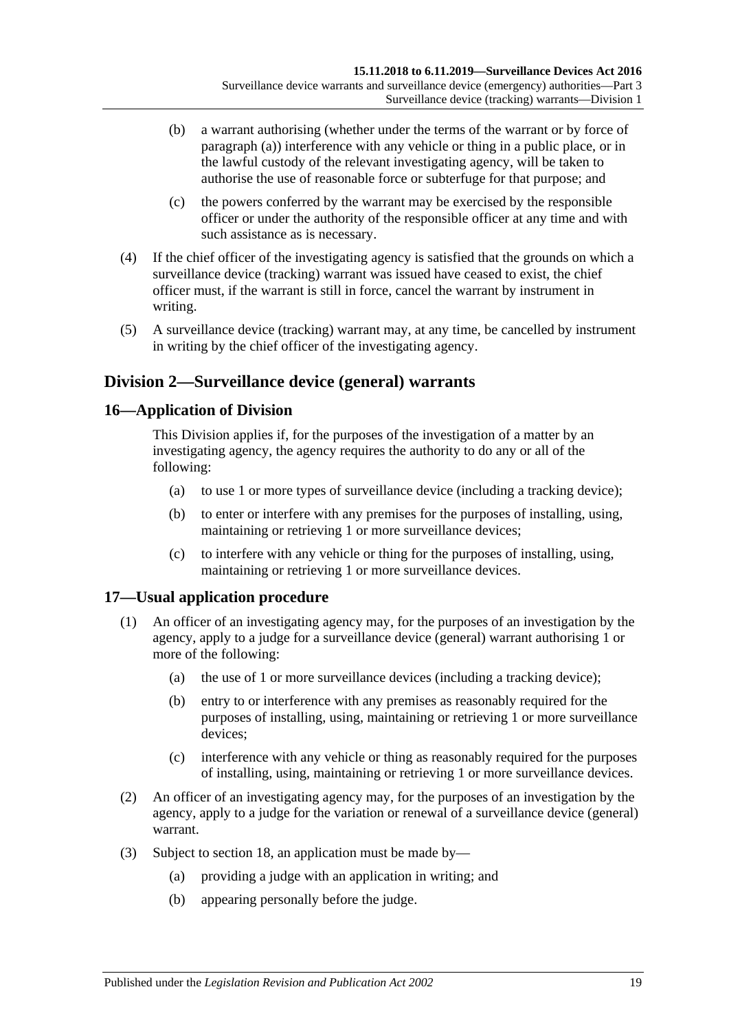(b) a warrant authorising (whether under the terms of the warrant or by force of paragraph (a)) interference with any vehicle or thing in a public place, or in the lawful custody of the relevant investigating agency, will be taken to authorise the use of reasonable force or subterfuge for that purpose; and

(c) the powers conferred by the warrant may be exercised by the responsible officer or under the authority of the responsible officer at any time and with such assistance as is necessary.

(4) If the chief officer of the investigating agency is satisfied that the grounds on which a surveillance device (tracking) warrant was issued have ceased to exist, the chief officer must, if the warrant is still in force, cancel the warrant by instrument in writing.

(5) A surveillance device (tracking) warrant may, at any time, be cancelled by instrument in writing by the chief officer of the investigating agency.

## Division 2—Surveillance device (general) warrants

### 16—Application of Division

This Division applies if, for the purposes of the investigation of a matter by an investigating agency, the agency requires the authority to do any or all of the following:

(a) to use 1 or more types of surveillance device (including a tracking device);

(b) to enter or interfere with any premises for the purposes of installing, using, maintaining or retrieving 1 or more surveillance devices;

(c) to interfere with any vehicle or thing for the purposes of installing, using, maintaining or retrieving 1 or more surveillance devices.

### 17—Usual application procedure

(1) An officer of an investigating agency may, for the purposes of an investigation by the agency, apply to a judge for a surveillance device (general) warrant authorising 1 or more of the following:

(a) the use of 1 or more surveillance devices (including a tracking device);

(b) entry to or interference with any premises as reasonably required for the purposes of installing, using, maintaining or retrieving 1 or more surveillance devices;

(c) interference with any vehicle or thing as reasonably required for the purposes of installing, using, maintaining or retrieving 1 or more surveillance devices.

(2) An officer of an investigating agency may, for the purposes of an investigation by the agency, apply to a judge for the variation or renewal of a surveillance device (general) warrant.

(3) Subject to section 18, an application must be made by—

(a) providing a judge with an application in writing; and

(b) appearing personally before the judge.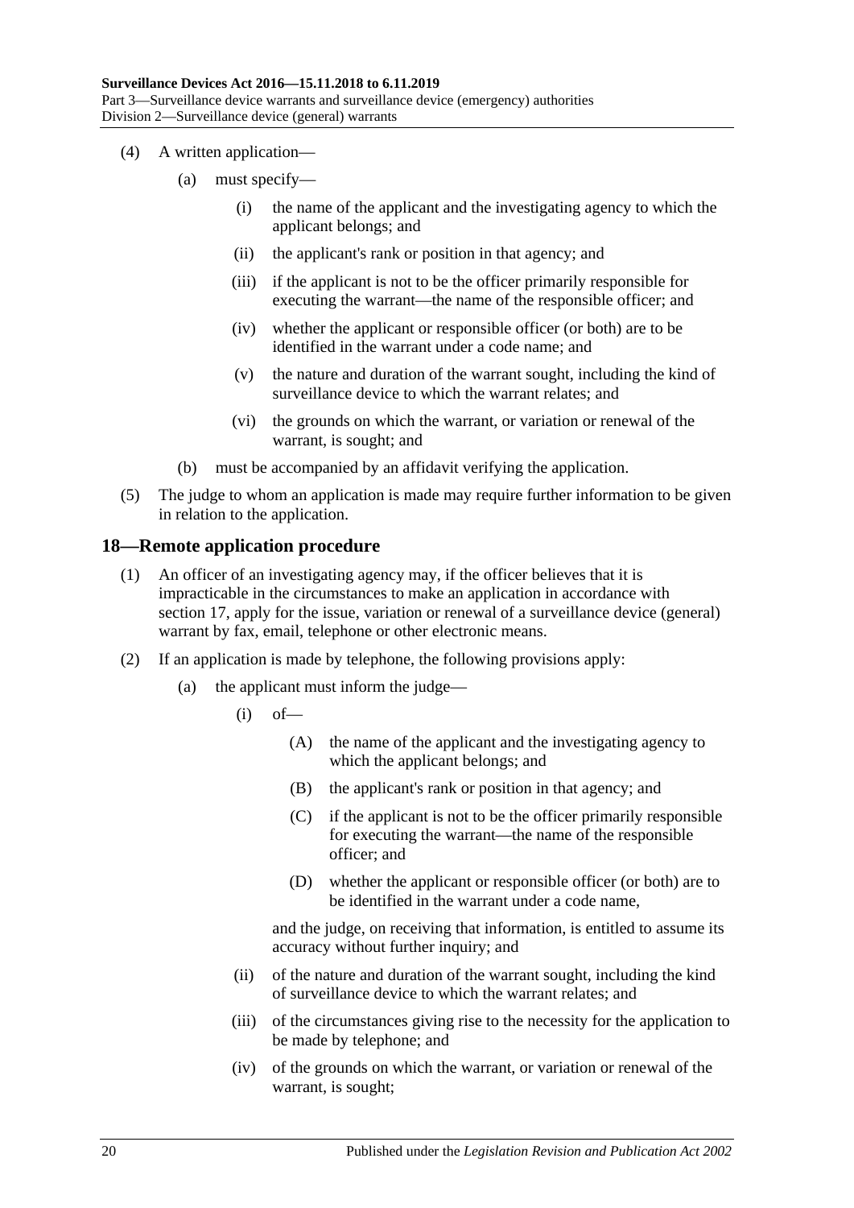(4) A written application—

(a) must specify—

(i) the name of the applicant and the investigating agency to which the applicant belongs; and

(ii) the applicant's rank or position in that agency; and

(iii) if the applicant is not to be the officer primarily responsible for executing the warrant—the name of the responsible officer; and

(iv) whether the applicant or responsible officer (or both) are to be identified in the warrant under a code name; and

(v) the nature and duration of the warrant sought, including the kind of surveillance device to which the warrant relates; and

(vi) the grounds on which the warrant, or variation or renewal of the warrant, is sought; and

(b) must be accompanied by an affidavit verifying the application.

(5) The judge to whom an application is made may require further information to be given in relation to the application.

## 18—Remote application procedure

(1) An officer of an investigating agency may, if the officer believes that it is impracticable in the circumstances to make an application in accordance with section 17, apply for the issue, variation or renewal of a surveillance device (general) warrant by fax, email, telephone or other electronic means.

(2) If an application is made by telephone, the following provisions apply:

(a) the applicant must inform the judge—

(i) of—

(A) the name of the applicant and the investigating agency to which the applicant belongs; and

(B) the applicant's rank or position in that agency; and

(C) if the applicant is not to be the officer primarily responsible for executing the warrant—the name of the responsible officer; and

(D) whether the applicant or responsible officer (or both) are to be identified in the warrant under a code name,

and the judge, on receiving that information, is entitled to assume its accuracy without further inquiry; and

(ii) of the nature and duration of the warrant sought, including the kind of surveillance device to which the warrant relates; and

(iii) of the circumstances giving rise to the necessity for the application to be made by telephone; and

(iv) of the grounds on which the warrant, or variation or renewal of the warrant, is sought;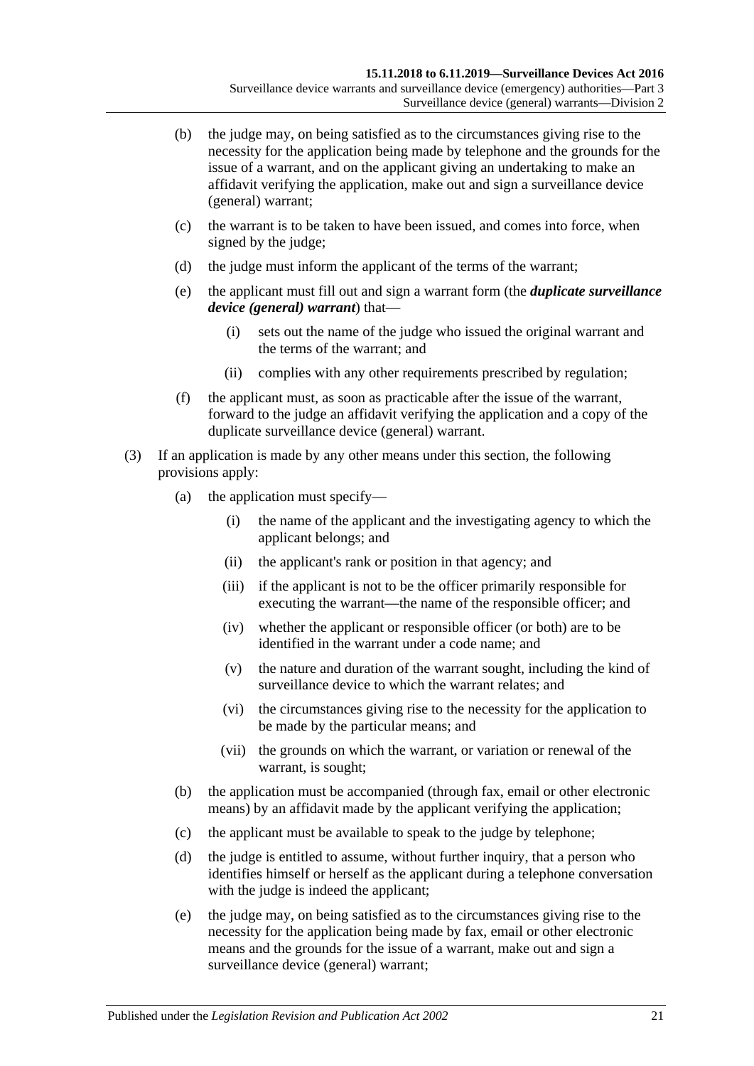(b) the judge may, on being satisfied as to the circumstances giving rise to the necessity for the application being made by telephone and the grounds for the issue of a warrant, and on the applicant giving an undertaking to make an affidavit verifying the application, make out and sign a surveillance device (general) warrant;

(c) the warrant is to be taken to have been issued, and comes into force, when signed by the judge;

(d) the judge must inform the applicant of the terms of the warrant;

(e) the applicant must fill out and sign a warrant form (the ***duplicate surveillance device (general) warrant***) that—

(i) sets out the name of the judge who issued the original warrant and the terms of the warrant; and

(ii) complies with any other requirements prescribed by regulation;

(f) the applicant must, as soon as practicable after the issue of the warrant, forward to the judge an affidavit verifying the application and a copy of the duplicate surveillance device (general) warrant.

(3) If an application is made by any other means under this section, the following provisions apply:

(a) the application must specify—

(i) the name of the applicant and the investigating agency to which the applicant belongs; and

(ii) the applicant's rank or position in that agency; and

(iii) if the applicant is not to be the officer primarily responsible for executing the warrant—the name of the responsible officer; and

(iv) whether the applicant or responsible officer (or both) are to be identified in the warrant under a code name; and

(v) the nature and duration of the warrant sought, including the kind of surveillance device to which the warrant relates; and

(vi) the circumstances giving rise to the necessity for the application to be made by the particular means; and

(vii) the grounds on which the warrant, or variation or renewal of the warrant, is sought;

(b) the application must be accompanied (through fax, email or other electronic means) by an affidavit made by the applicant verifying the application;

(c) the applicant must be available to speak to the judge by telephone;

(d) the judge is entitled to assume, without further inquiry, that a person who identifies himself or herself as the applicant during a telephone conversation with the judge is indeed the applicant;

(e) the judge may, on being satisfied as to the circumstances giving rise to the necessity for the application being made by fax, email or other electronic means and the grounds for the issue of a warrant, make out and sign a surveillance device (general) warrant;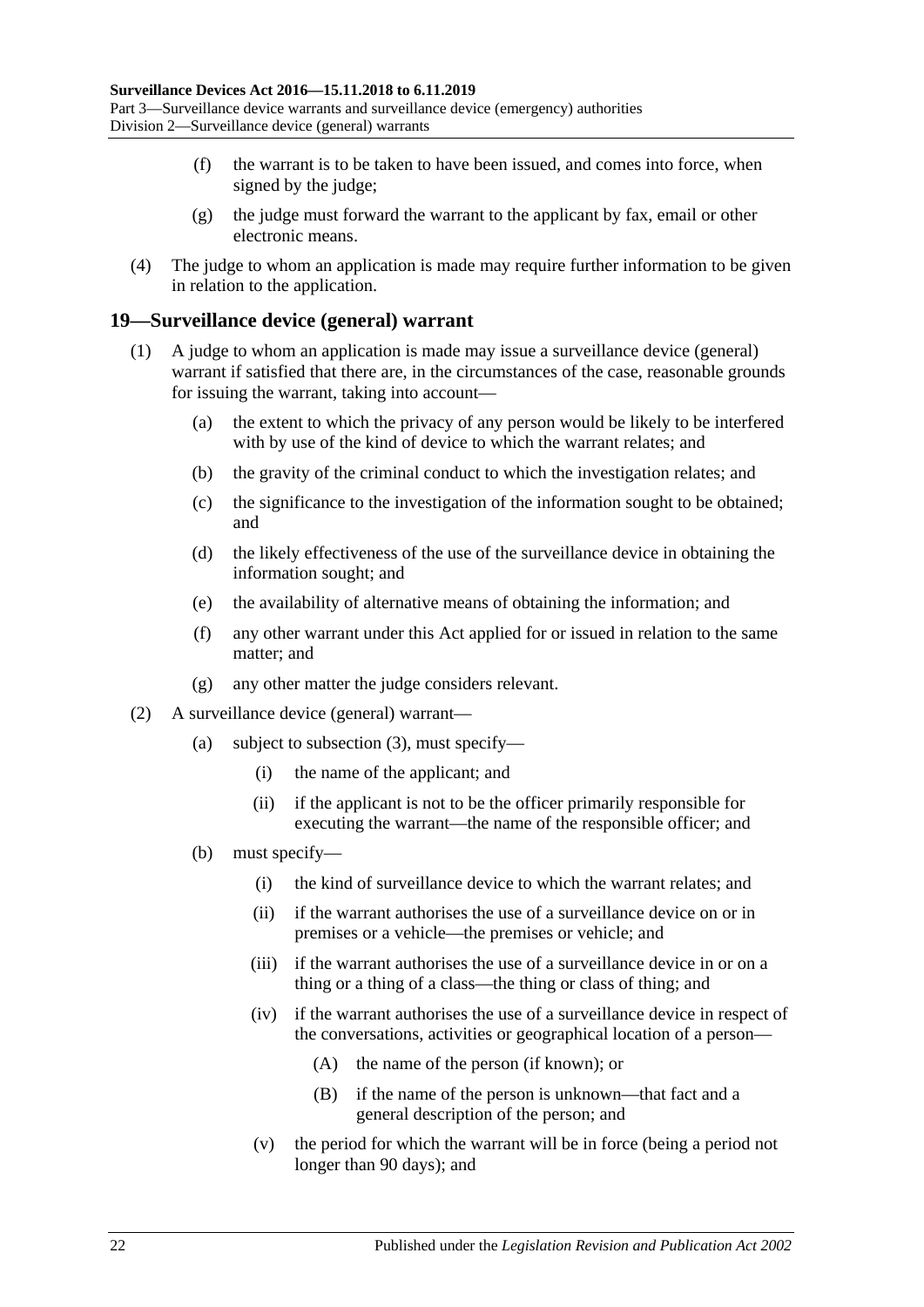(f) the warrant is to be taken to have been issued, and comes into force, when signed by the judge;

(g) the judge must forward the warrant to the applicant by fax, email or other electronic means.

(4) The judge to whom an application is made may require further information to be given in relation to the application.

## 19—Surveillance device (general) warrant

(1) A judge to whom an application is made may issue a surveillance device (general) warrant if satisfied that there are, in the circumstances of the case, reasonable grounds for issuing the warrant, taking into account—

(a) the extent to which the privacy of any person would be likely to be interfered with by use of the kind of device to which the warrant relates; and

(b) the gravity of the criminal conduct to which the investigation relates; and

(c) the significance to the investigation of the information sought to be obtained; and

(d) the likely effectiveness of the use of the surveillance device in obtaining the information sought; and

(e) the availability of alternative means of obtaining the information; and

(f) any other warrant under this Act applied for or issued in relation to the same matter; and

(g) any other matter the judge considers relevant.

(2) A surveillance device (general) warrant—

(a) subject to subsection (3), must specify—

(i) the name of the applicant; and

(ii) if the applicant is not to be the officer primarily responsible for executing the warrant—the name of the responsible officer; and

(b) must specify—

(i) the kind of surveillance device to which the warrant relates; and

(ii) if the warrant authorises the use of a surveillance device on or in premises or a vehicle—the premises or vehicle; and

(iii) if the warrant authorises the use of a surveillance device in or on a thing or a thing of a class—the thing or class of thing; and

(iv) if the warrant authorises the use of a surveillance device in respect of the conversations, activities or geographical location of a person—

(A) the name of the person (if known); or

(B) if the name of the person is unknown—that fact and a general description of the person; and

(v) the period for which the warrant will be in force (being a period not longer than 90 days); and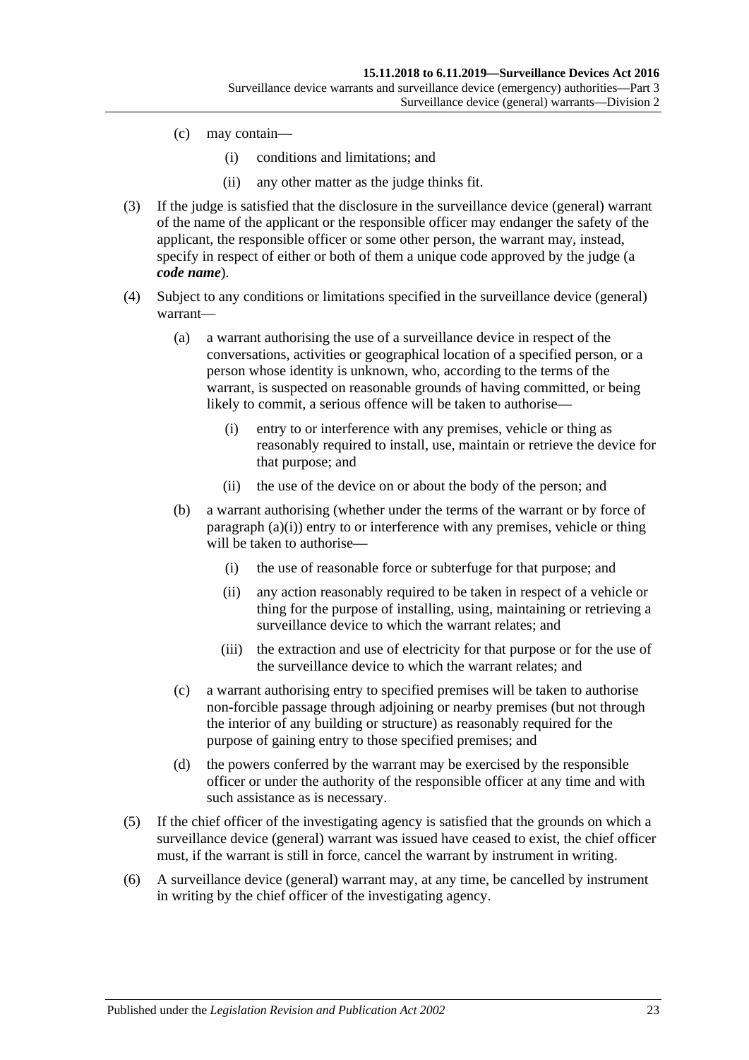(c) may contain—

  (i) conditions and limitations; and

  (ii) any other matter as the judge thinks fit.

(3) If the judge is satisfied that the disclosure in the surveillance device (general) warrant of the name of the applicant or the responsible officer may endanger the safety of the applicant, the responsible officer or some other person, the warrant may, instead, specify in respect of either or both of them a unique code approved by the judge (a ***code name***).

(4) Subject to any conditions or limitations specified in the surveillance device (general) warrant—

  (a) a warrant authorising the use of a surveillance device in respect of the conversations, activities or geographical location of a specified person, or a person whose identity is unknown, who, according to the terms of the warrant, is suspected on reasonable grounds of having committed, or being likely to commit, a serious offence will be taken to authorise—

    (i) entry to or interference with any premises, vehicle or thing as reasonably required to install, use, maintain or retrieve the device for that purpose; and

    (ii) the use of the device on or about the body of the person; and

  (b) a warrant authorising (whether under the terms of the warrant or by force of paragraph (a)(i)) entry to or interference with any premises, vehicle or thing will be taken to authorise—

    (i) the use of reasonable force or subterfuge for that purpose; and

    (ii) any action reasonably required to be taken in respect of a vehicle or thing for the purpose of installing, using, maintaining or retrieving a surveillance device to which the warrant relates; and

    (iii) the extraction and use of electricity for that purpose or for the use of the surveillance device to which the warrant relates; and

  (c) a warrant authorising entry to specified premises will be taken to authorise non-forcible passage through adjoining or nearby premises (but not through the interior of any building or structure) as reasonably required for the purpose of gaining entry to those specified premises; and

  (d) the powers conferred by the warrant may be exercised by the responsible officer or under the authority of the responsible officer at any time and with such assistance as is necessary.

(5) If the chief officer of the investigating agency is satisfied that the grounds on which a surveillance device (general) warrant was issued have ceased to exist, the chief officer must, if the warrant is still in force, cancel the warrant by instrument in writing.

(6) A surveillance device (general) warrant may, at any time, be cancelled by instrument in writing by the chief officer of the investigating agency.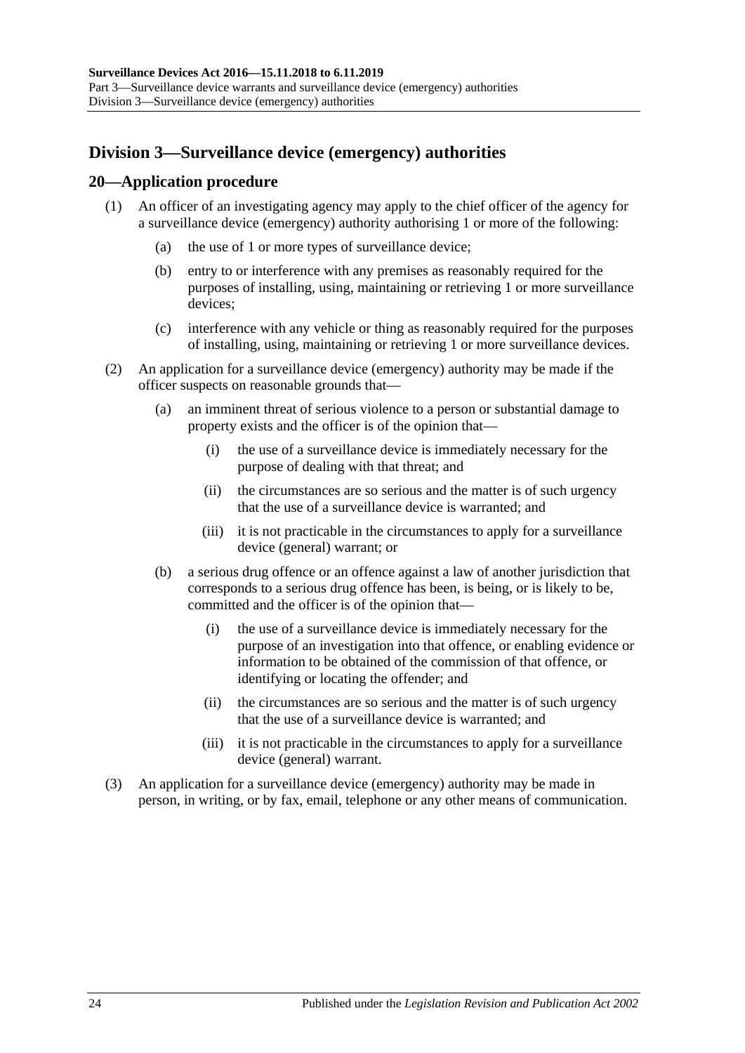## Division 3—Surveillance device (emergency) authorities

### 20—Application procedure

(1) An officer of an investigating agency may apply to the chief officer of the agency for a surveillance device (emergency) authority authorising 1 or more of the following:

- (a) the use of 1 or more types of surveillance device;
- (b) entry to or interference with any premises as reasonably required for the purposes of installing, using, maintaining or retrieving 1 or more surveillance devices;
- (c) interference with any vehicle or thing as reasonably required for the purposes of installing, using, maintaining or retrieving 1 or more surveillance devices.

(2) An application for a surveillance device (emergency) authority may be made if the officer suspects on reasonable grounds that—

- (a) an imminent threat of serious violence to a person or substantial damage to property exists and the officer is of the opinion that—
  - (i) the use of a surveillance device is immediately necessary for the purpose of dealing with that threat; and
  - (ii) the circumstances are so serious and the matter is of such urgency that the use of a surveillance device is warranted; and
  - (iii) it is not practicable in the circumstances to apply for a surveillance device (general) warrant; or
- (b) a serious drug offence or an offence against a law of another jurisdiction that corresponds to a serious drug offence has been, is being, or is likely to be, committed and the officer is of the opinion that—
  - (i) the use of a surveillance device is immediately necessary for the purpose of an investigation into that offence, or enabling evidence or information to be obtained of the commission of that offence, or identifying or locating the offender; and
  - (ii) the circumstances are so serious and the matter is of such urgency that the use of a surveillance device is warranted; and
  - (iii) it is not practicable in the circumstances to apply for a surveillance device (general) warrant.

(3) An application for a surveillance device (emergency) authority may be made in person, in writing, or by fax, email, telephone or any other means of communication.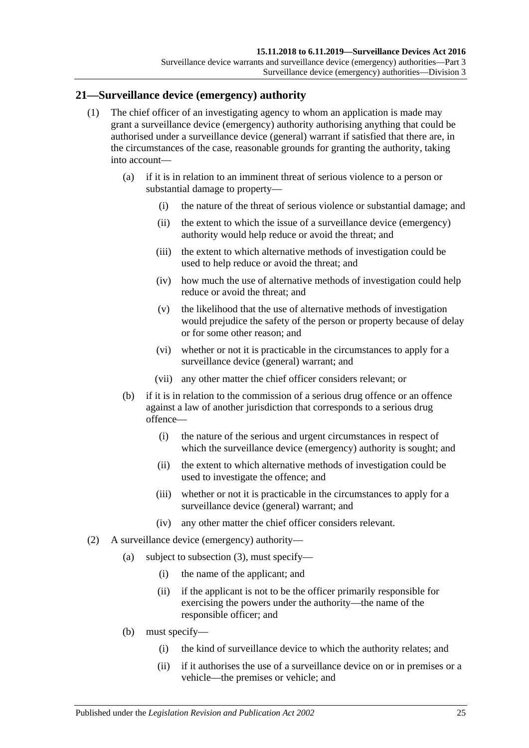## 21—Surveillance device (emergency) authority

(1) The chief officer of an investigating agency to whom an application is made may grant a surveillance device (emergency) authority authorising anything that could be authorised under a surveillance device (general) warrant if satisfied that there are, in the circumstances of the case, reasonable grounds for granting the authority, taking into account—

(a) if it is in relation to an imminent threat of serious violence to a person or substantial damage to property—

(i) the nature of the threat of serious violence or substantial damage; and

(ii) the extent to which the issue of a surveillance device (emergency) authority would help reduce or avoid the threat; and

(iii) the extent to which alternative methods of investigation could be used to help reduce or avoid the threat; and

(iv) how much the use of alternative methods of investigation could help reduce or avoid the threat; and

(v) the likelihood that the use of alternative methods of investigation would prejudice the safety of the person or property because of delay or for some other reason; and

(vi) whether or not it is practicable in the circumstances to apply for a surveillance device (general) warrant; and

(vii) any other matter the chief officer considers relevant; or

(b) if it is in relation to the commission of a serious drug offence or an offence against a law of another jurisdiction that corresponds to a serious drug offence—

(i) the nature of the serious and urgent circumstances in respect of which the surveillance device (emergency) authority is sought; and

(ii) the extent to which alternative methods of investigation could be used to investigate the offence; and

(iii) whether or not it is practicable in the circumstances to apply for a surveillance device (general) warrant; and

(iv) any other matter the chief officer considers relevant.

(2) A surveillance device (emergency) authority—

(a) subject to subsection (3), must specify—

(i) the name of the applicant; and

(ii) if the applicant is not to be the officer primarily responsible for exercising the powers under the authority—the name of the responsible officer; and

(b) must specify—

(i) the kind of surveillance device to which the authority relates; and

(ii) if it authorises the use of a surveillance device on or in premises or a vehicle—the premises or vehicle; and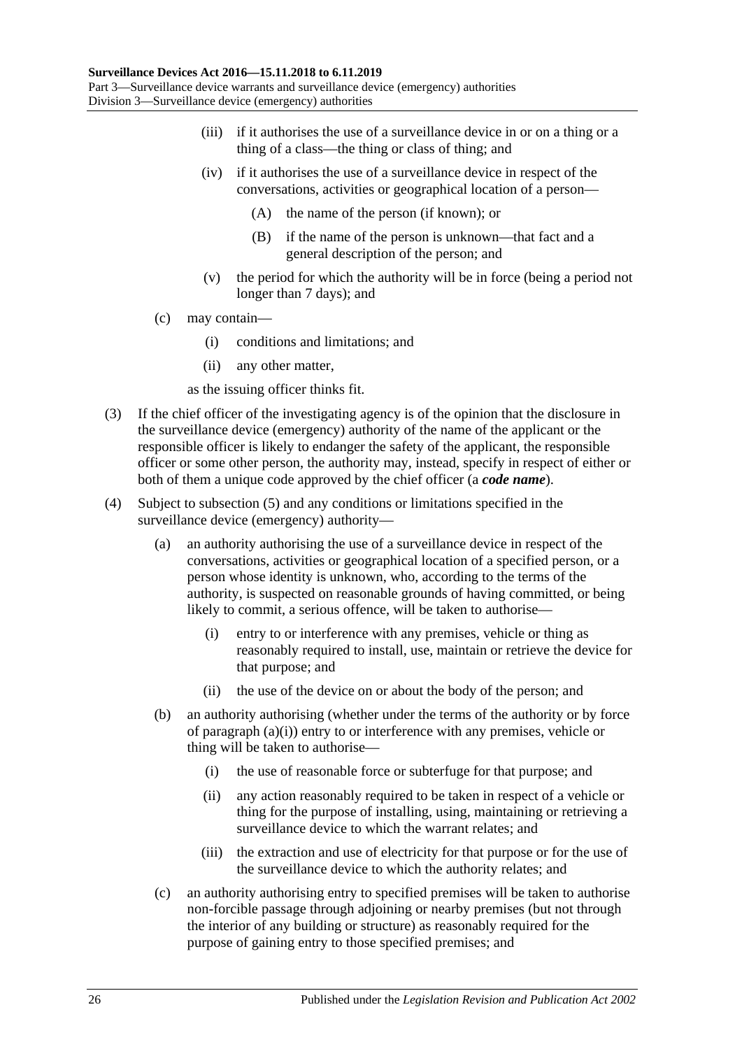(iii) if it authorises the use of a surveillance device in or on a thing or a thing of a class—the thing or class of thing; and

(iv) if it authorises the use of a surveillance device in respect of the conversations, activities or geographical location of a person—

(A) the name of the person (if known); or

(B) if the name of the person is unknown—that fact and a general description of the person; and

(v) the period for which the authority will be in force (being a period not longer than 7 days); and

(c) may contain—

(i) conditions and limitations; and

(ii) any other matter,

as the issuing officer thinks fit.

(3) If the chief officer of the investigating agency is of the opinion that the disclosure in the surveillance device (emergency) authority of the name of the applicant or the responsible officer is likely to endanger the safety of the applicant, the responsible officer or some other person, the authority may, instead, specify in respect of either or both of them a unique code approved by the chief officer (a ***code name***).

(4) Subject to subsection (5) and any conditions or limitations specified in the surveillance device (emergency) authority—

(a) an authority authorising the use of a surveillance device in respect of the conversations, activities or geographical location of a specified person, or a person whose identity is unknown, who, according to the terms of the authority, is suspected on reasonable grounds of having committed, or being likely to commit, a serious offence, will be taken to authorise—

(i) entry to or interference with any premises, vehicle or thing as reasonably required to install, use, maintain or retrieve the device for that purpose; and

(ii) the use of the device on or about the body of the person; and

(b) an authority authorising (whether under the terms of the authority or by force of paragraph (a)(i)) entry to or interference with any premises, vehicle or thing will be taken to authorise—

(i) the use of reasonable force or subterfuge for that purpose; and

(ii) any action reasonably required to be taken in respect of a vehicle or thing for the purpose of installing, using, maintaining or retrieving a surveillance device to which the warrant relates; and

(iii) the extraction and use of electricity for that purpose or for the use of the surveillance device to which the authority relates; and

(c) an authority authorising entry to specified premises will be taken to authorise non-forcible passage through adjoining or nearby premises (but not through the interior of any building or structure) as reasonably required for the purpose of gaining entry to those specified premises; and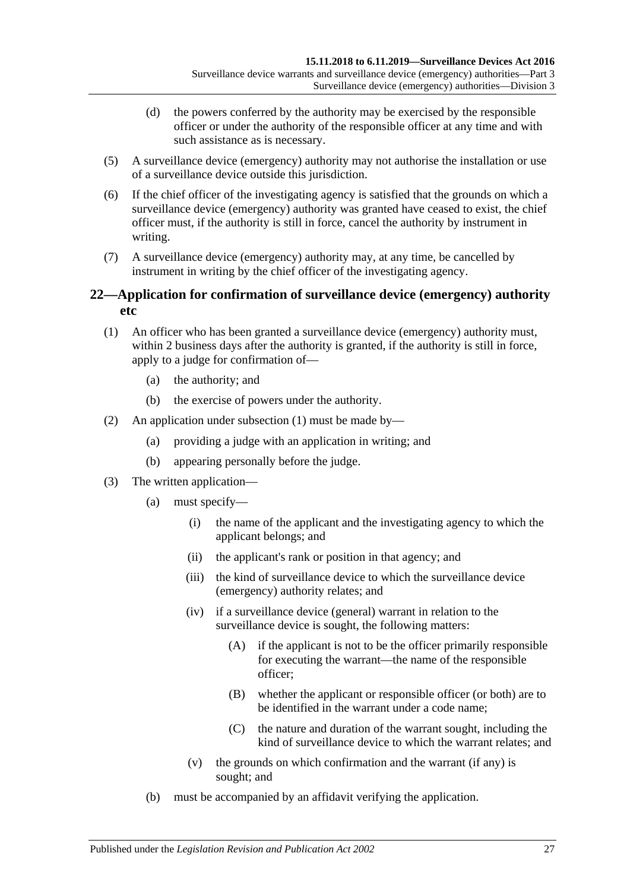(d) the powers conferred by the authority may be exercised by the responsible officer or under the authority of the responsible officer at any time and with such assistance as is necessary.

(5) A surveillance device (emergency) authority may not authorise the installation or use of a surveillance device outside this jurisdiction.

(6) If the chief officer of the investigating agency is satisfied that the grounds on which a surveillance device (emergency) authority was granted have ceased to exist, the chief officer must, if the authority is still in force, cancel the authority by instrument in writing.

(7) A surveillance device (emergency) authority may, at any time, be cancelled by instrument in writing by the chief officer of the investigating agency.

## 22—Application for confirmation of surveillance device (emergency) authority etc

(1) An officer who has been granted a surveillance device (emergency) authority must, within 2 business days after the authority is granted, if the authority is still in force, apply to a judge for confirmation of—

(a) the authority; and

(b) the exercise of powers under the authority.

(2) An application under subsection (1) must be made by—

(a) providing a judge with an application in writing; and

(b) appearing personally before the judge.

(3) The written application—

(a) must specify—

(i) the name of the applicant and the investigating agency to which the applicant belongs; and

(ii) the applicant's rank or position in that agency; and

(iii) the kind of surveillance device to which the surveillance device (emergency) authority relates; and

(iv) if a surveillance device (general) warrant in relation to the surveillance device is sought, the following matters:

(A) if the applicant is not to be the officer primarily responsible for executing the warrant—the name of the responsible officer;

(B) whether the applicant or responsible officer (or both) are to be identified in the warrant under a code name;

(C) the nature and duration of the warrant sought, including the kind of surveillance device to which the warrant relates; and

(v) the grounds on which confirmation and the warrant (if any) is sought; and

(b) must be accompanied by an affidavit verifying the application.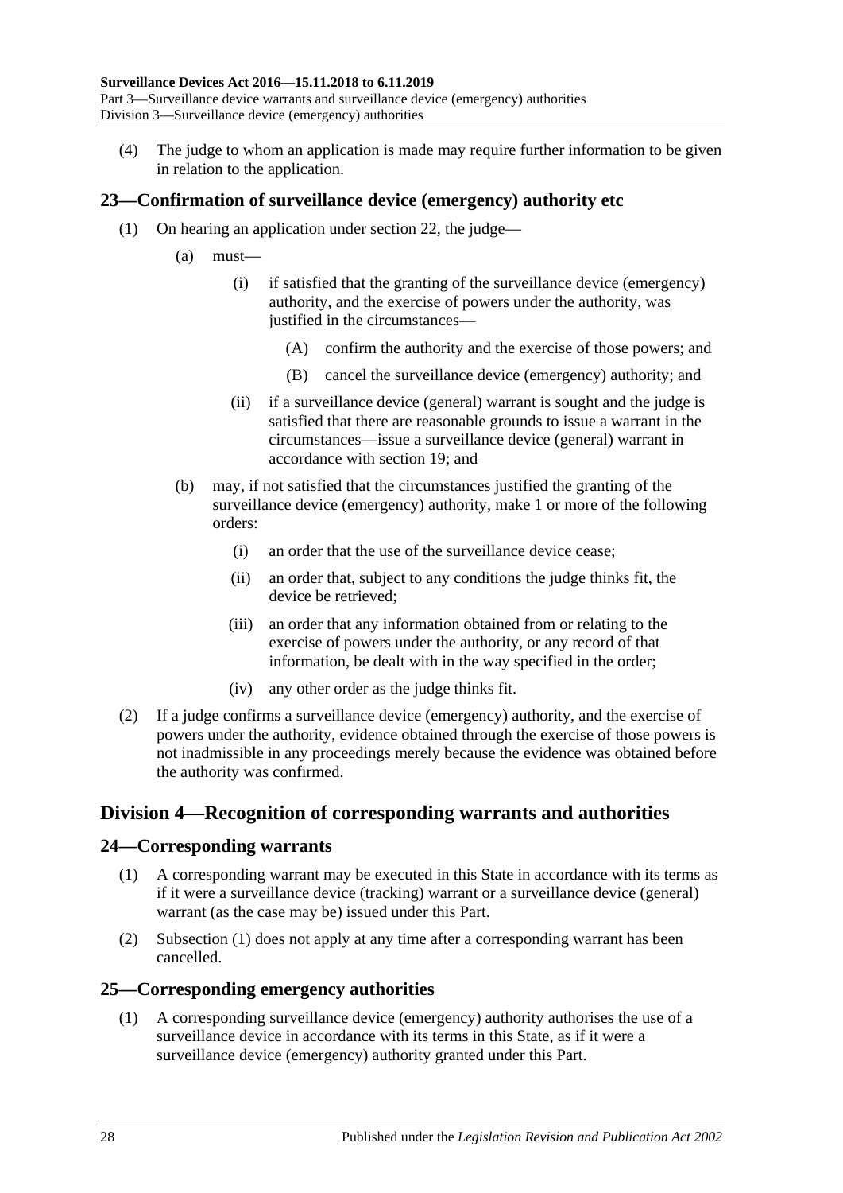(4) The judge to whom an application is made may require further information to be given in relation to the application.

## 23—Confirmation of surveillance device (emergency) authority etc

(1) On hearing an application under section 22, the judge—

(a) must—

(i) if satisfied that the granting of the surveillance device (emergency) authority, and the exercise of powers under the authority, was justified in the circumstances—

(A) confirm the authority and the exercise of those powers; and

(B) cancel the surveillance device (emergency) authority; and

(ii) if a surveillance device (general) warrant is sought and the judge is satisfied that there are reasonable grounds to issue a warrant in the circumstances—issue a surveillance device (general) warrant in accordance with section 19; and

(b) may, if not satisfied that the circumstances justified the granting of the surveillance device (emergency) authority, make 1 or more of the following orders:

(i) an order that the use of the surveillance device cease;

(ii) an order that, subject to any conditions the judge thinks fit, the device be retrieved;

(iii) an order that any information obtained from or relating to the exercise of powers under the authority, or any record of that information, be dealt with in the way specified in the order;

(iv) any other order as the judge thinks fit.

(2) If a judge confirms a surveillance device (emergency) authority, and the exercise of powers under the authority, evidence obtained through the exercise of those powers is not inadmissible in any proceedings merely because the evidence was obtained before the authority was confirmed.

# Division 4—Recognition of corresponding warrants and authorities

## 24—Corresponding warrants

(1) A corresponding warrant may be executed in this State in accordance with its terms as if it were a surveillance device (tracking) warrant or a surveillance device (general) warrant (as the case may be) issued under this Part.

(2) Subsection (1) does not apply at any time after a corresponding warrant has been cancelled.

## 25—Corresponding emergency authorities

(1) A corresponding surveillance device (emergency) authority authorises the use of a surveillance device in accordance with its terms in this State, as if it were a surveillance device (emergency) authority granted under this Part.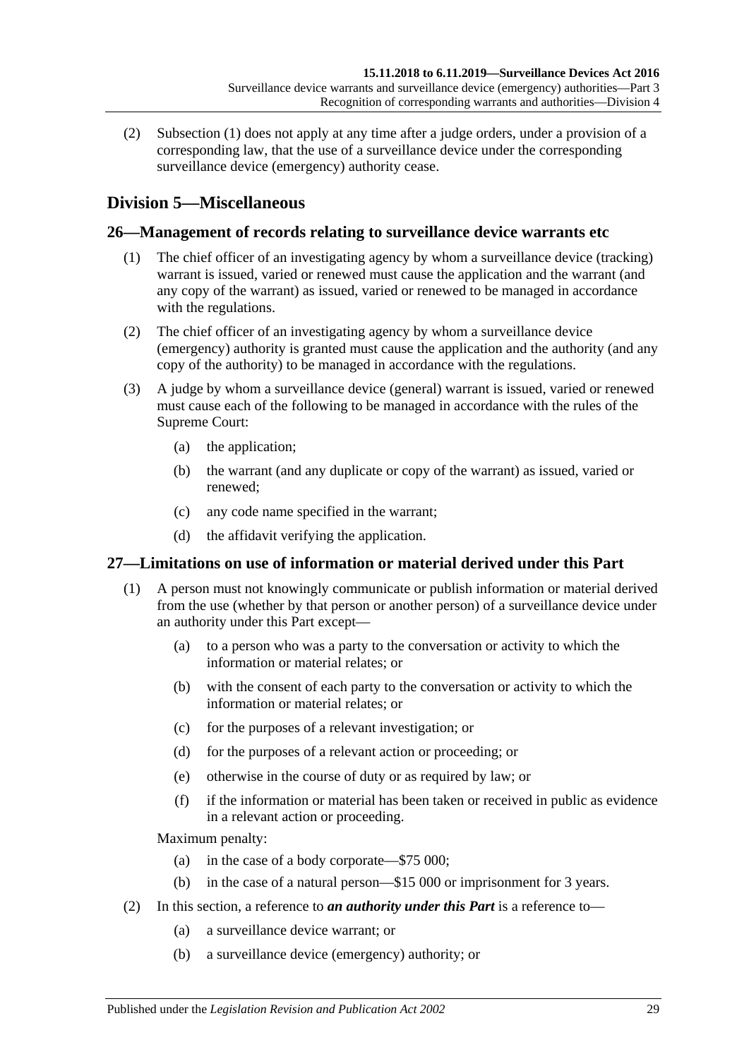(2) Subsection (1) does not apply at any time after a judge orders, under a provision of a corresponding law, that the use of a surveillance device under the corresponding surveillance device (emergency) authority cease.

## Division 5—Miscellaneous

### 26—Management of records relating to surveillance device warrants etc

(1) The chief officer of an investigating agency by whom a surveillance device (tracking) warrant is issued, varied or renewed must cause the application and the warrant (and any copy of the warrant) as issued, varied or renewed to be managed in accordance with the regulations.

(2) The chief officer of an investigating agency by whom a surveillance device (emergency) authority is granted must cause the application and the authority (and any copy of the authority) to be managed in accordance with the regulations.

(3) A judge by whom a surveillance device (general) warrant is issued, varied or renewed must cause each of the following to be managed in accordance with the rules of the Supreme Court:

- (a) the application;
- (b) the warrant (and any duplicate or copy of the warrant) as issued, varied or renewed;
- (c) any code name specified in the warrant;
- (d) the affidavit verifying the application.

### 27—Limitations on use of information or material derived under this Part

(1) A person must not knowingly communicate or publish information or material derived from the use (whether by that person or another person) of a surveillance device under an authority under this Part except—

- (a) to a person who was a party to the conversation or activity to which the information or material relates; or
- (b) with the consent of each party to the conversation or activity to which the information or material relates; or
- (c) for the purposes of a relevant investigation; or
- (d) for the purposes of a relevant action or proceeding; or
- (e) otherwise in the course of duty or as required by law; or
- (f) if the information or material has been taken or received in public as evidence in a relevant action or proceeding.

Maximum penalty:

- (a) in the case of a body corporate—$75 000;
- (b) in the case of a natural person—$15 000 or imprisonment for 3 years.

(2) In this section, a reference to ***an authority under this Part*** is a reference to—

- (a) a surveillance device warrant; or
- (b) a surveillance device (emergency) authority; or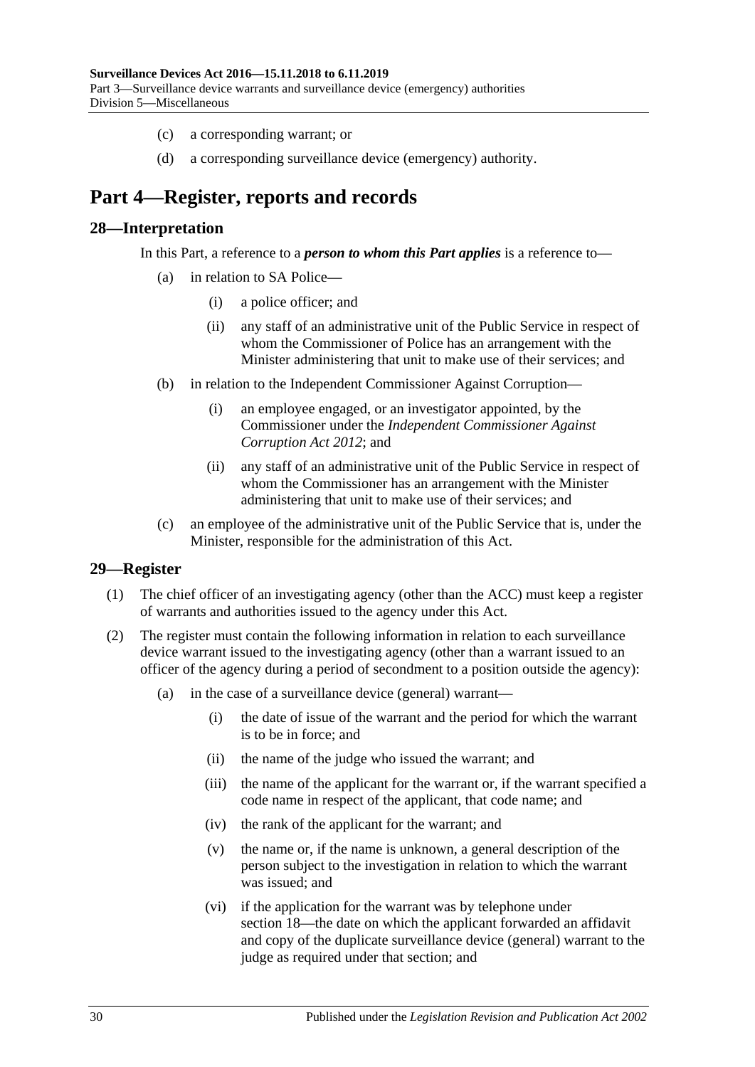(c) a corresponding warrant; or

(d) a corresponding surveillance device (emergency) authority.

# Part 4—Register, reports and records

## 28—Interpretation

In this Part, a reference to a ***person to whom this Part applies*** is a reference to—

(a) in relation to SA Police—

(i) a police officer; and

(ii) any staff of an administrative unit of the Public Service in respect of whom the Commissioner of Police has an arrangement with the Minister administering that unit to make use of their services; and

(b) in relation to the Independent Commissioner Against Corruption—

(i) an employee engaged, or an investigator appointed, by the Commissioner under the *Independent Commissioner Against Corruption Act 2012*; and

(ii) any staff of an administrative unit of the Public Service in respect of whom the Commissioner has an arrangement with the Minister administering that unit to make use of their services; and

(c) an employee of the administrative unit of the Public Service that is, under the Minister, responsible for the administration of this Act.

## 29—Register

(1) The chief officer of an investigating agency (other than the ACC) must keep a register of warrants and authorities issued to the agency under this Act.

(2) The register must contain the following information in relation to each surveillance device warrant issued to the investigating agency (other than a warrant issued to an officer of the agency during a period of secondment to a position outside the agency):

(a) in the case of a surveillance device (general) warrant—

(i) the date of issue of the warrant and the period for which the warrant is to be in force; and

(ii) the name of the judge who issued the warrant; and

(iii) the name of the applicant for the warrant or, if the warrant specified a code name in respect of the applicant, that code name; and

(iv) the rank of the applicant for the warrant; and

(v) the name or, if the name is unknown, a general description of the person subject to the investigation in relation to which the warrant was issued; and

(vi) if the application for the warrant was by telephone under section 18—the date on which the applicant forwarded an affidavit and copy of the duplicate surveillance device (general) warrant to the judge as required under that section; and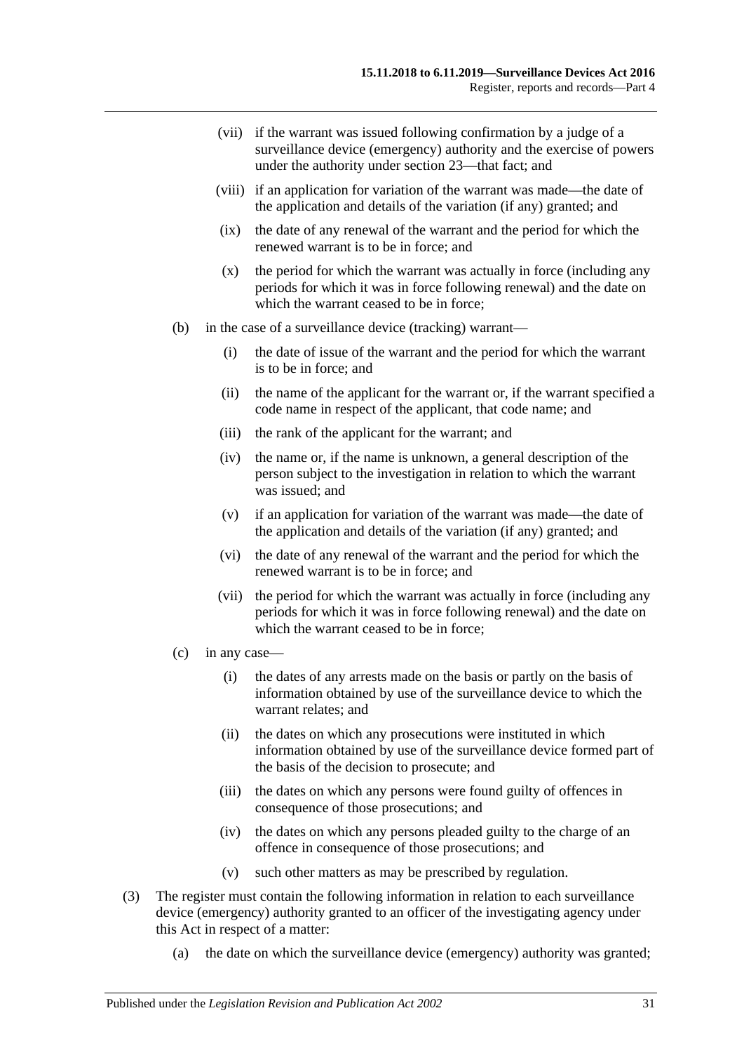(vii) if the warrant was issued following confirmation by a judge of a surveillance device (emergency) authority and the exercise of powers under the authority under section 23—that fact; and

(viii) if an application for variation of the warrant was made—the date of the application and details of the variation (if any) granted; and

(ix) the date of any renewal of the warrant and the period for which the renewed warrant is to be in force; and

(x) the period for which the warrant was actually in force (including any periods for which it was in force following renewal) and the date on which the warrant ceased to be in force;

(b) in the case of a surveillance device (tracking) warrant—

(i) the date of issue of the warrant and the period for which the warrant is to be in force; and

(ii) the name of the applicant for the warrant or, if the warrant specified a code name in respect of the applicant, that code name; and

(iii) the rank of the applicant for the warrant; and

(iv) the name or, if the name is unknown, a general description of the person subject to the investigation in relation to which the warrant was issued; and

(v) if an application for variation of the warrant was made—the date of the application and details of the variation (if any) granted; and

(vi) the date of any renewal of the warrant and the period for which the renewed warrant is to be in force; and

(vii) the period for which the warrant was actually in force (including any periods for which it was in force following renewal) and the date on which the warrant ceased to be in force;

(c) in any case—

(i) the dates of any arrests made on the basis or partly on the basis of information obtained by use of the surveillance device to which the warrant relates; and

(ii) the dates on which any prosecutions were instituted in which information obtained by use of the surveillance device formed part of the basis of the decision to prosecute; and

(iii) the dates on which any persons were found guilty of offences in consequence of those prosecutions; and

(iv) the dates on which any persons pleaded guilty to the charge of an offence in consequence of those prosecutions; and

(v) such other matters as may be prescribed by regulation.

(3) The register must contain the following information in relation to each surveillance device (emergency) authority granted to an officer of the investigating agency under this Act in respect of a matter:

(a) the date on which the surveillance device (emergency) authority was granted;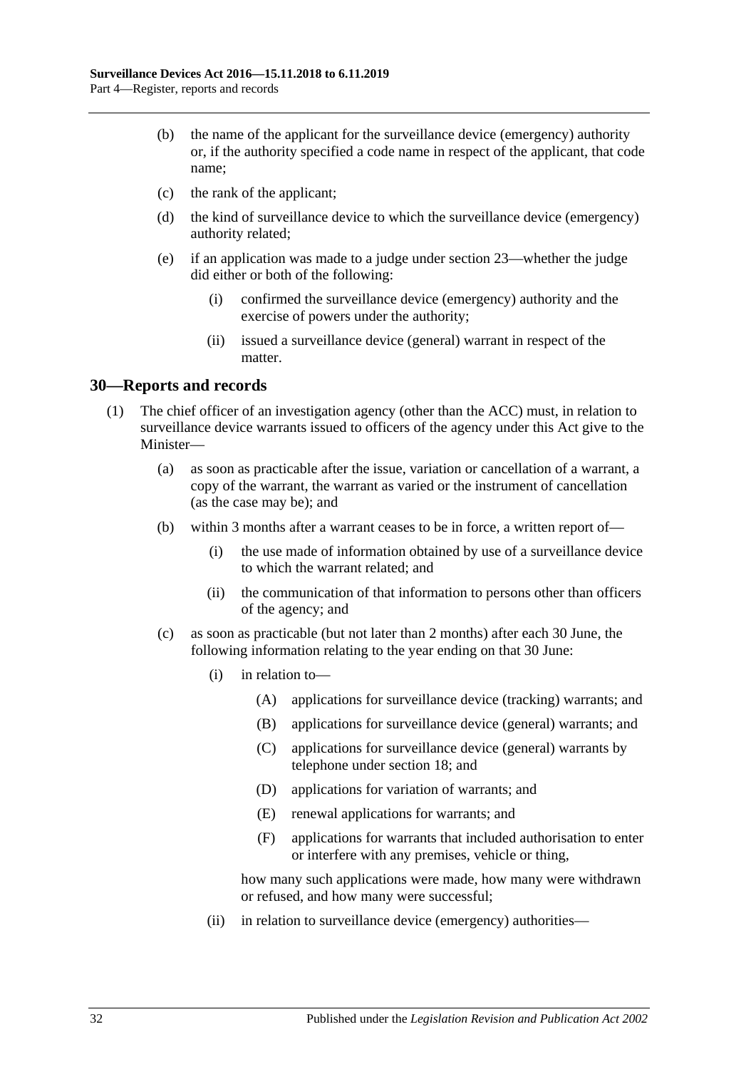(b) the name of the applicant for the surveillance device (emergency) authority or, if the authority specified a code name in respect of the applicant, that code name;

(c) the rank of the applicant;

(d) the kind of surveillance device to which the surveillance device (emergency) authority related;

(e) if an application was made to a judge under section 23—whether the judge did either or both of the following:

(i) confirmed the surveillance device (emergency) authority and the exercise of powers under the authority;

(ii) issued a surveillance device (general) warrant in respect of the matter.

## 30—Reports and records

(1) The chief officer of an investigation agency (other than the ACC) must, in relation to surveillance device warrants issued to officers of the agency under this Act give to the Minister—

(a) as soon as practicable after the issue, variation or cancellation of a warrant, a copy of the warrant, the warrant as varied or the instrument of cancellation (as the case may be); and

(b) within 3 months after a warrant ceases to be in force, a written report of—

(i) the use made of information obtained by use of a surveillance device to which the warrant related; and

(ii) the communication of that information to persons other than officers of the agency; and

(c) as soon as practicable (but not later than 2 months) after each 30 June, the following information relating to the year ending on that 30 June:

(i) in relation to—

(A) applications for surveillance device (tracking) warrants; and

(B) applications for surveillance device (general) warrants; and

(C) applications for surveillance device (general) warrants by telephone under section 18; and

(D) applications for variation of warrants; and

(E) renewal applications for warrants; and

(F) applications for warrants that included authorisation to enter or interfere with any premises, vehicle or thing,

how many such applications were made, how many were withdrawn or refused, and how many were successful;

(ii) in relation to surveillance device (emergency) authorities—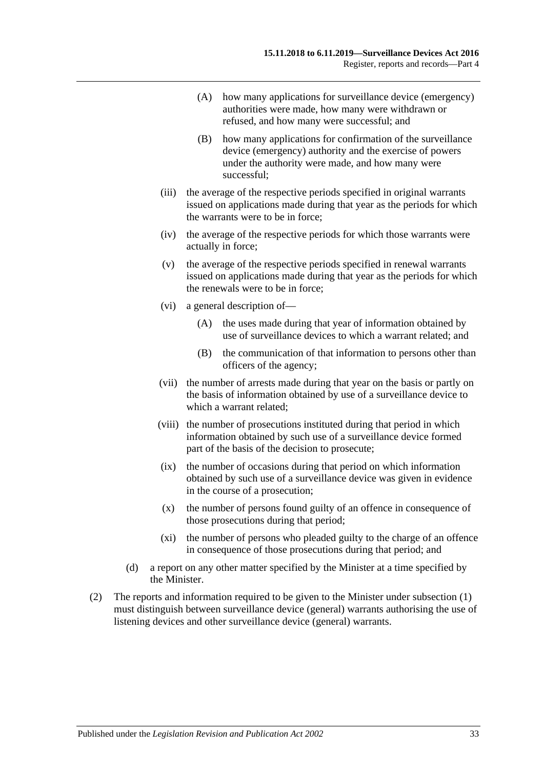(A) how many applications for surveillance device (emergency) authorities were made, how many were withdrawn or refused, and how many were successful; and

(B) how many applications for confirmation of the surveillance device (emergency) authority and the exercise of powers under the authority were made, and how many were successful;

(iii) the average of the respective periods specified in original warrants issued on applications made during that year as the periods for which the warrants were to be in force;

(iv) the average of the respective periods for which those warrants were actually in force;

(v) the average of the respective periods specified in renewal warrants issued on applications made during that year as the periods for which the renewals were to be in force;

(vi) a general description of—

(A) the uses made during that year of information obtained by use of surveillance devices to which a warrant related; and

(B) the communication of that information to persons other than officers of the agency;

(vii) the number of arrests made during that year on the basis or partly on the basis of information obtained by use of a surveillance device to which a warrant related;

(viii) the number of prosecutions instituted during that period in which information obtained by such use of a surveillance device formed part of the basis of the decision to prosecute;

(ix) the number of occasions during that period on which information obtained by such use of a surveillance device was given in evidence in the course of a prosecution;

(x) the number of persons found guilty of an offence in consequence of those prosecutions during that period;

(xi) the number of persons who pleaded guilty to the charge of an offence in consequence of those prosecutions during that period; and

(d) a report on any other matter specified by the Minister at a time specified by the Minister.

(2) The reports and information required to be given to the Minister under subsection (1) must distinguish between surveillance device (general) warrants authorising the use of listening devices and other surveillance device (general) warrants.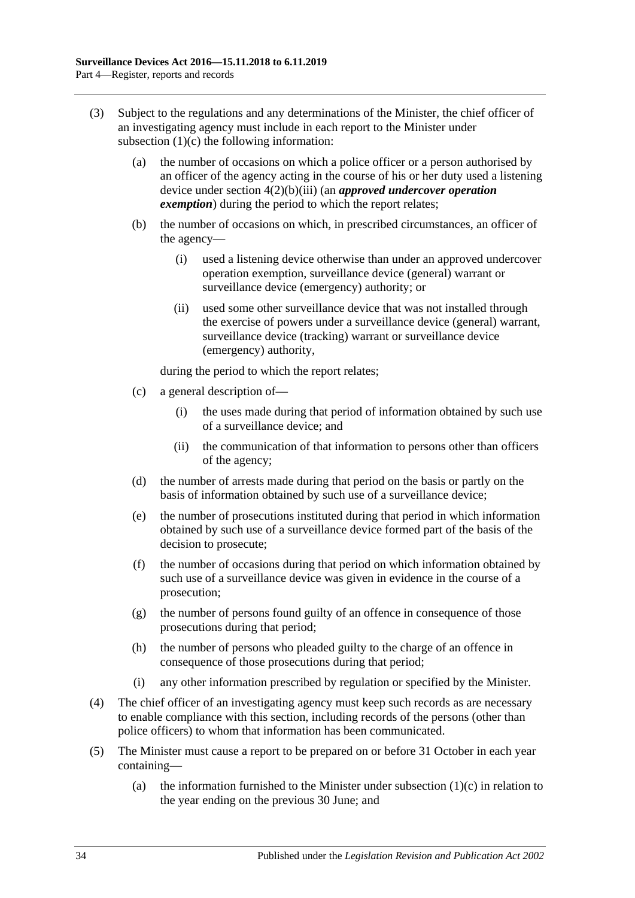(3) Subject to the regulations and any determinations of the Minister, the chief officer of an investigating agency must include in each report to the Minister under subsection (1)(c) the following information:

(a) the number of occasions on which a police officer or a person authorised by an officer of the agency acting in the course of his or her duty used a listening device under section 4(2)(b)(iii) (an ***approved undercover operation exemption***) during the period to which the report relates;

(b) the number of occasions on which, in prescribed circumstances, an officer of the agency—

(i) used a listening device otherwise than under an approved undercover operation exemption, surveillance device (general) warrant or surveillance device (emergency) authority; or

(ii) used some other surveillance device that was not installed through the exercise of powers under a surveillance device (general) warrant, surveillance device (tracking) warrant or surveillance device (emergency) authority,

during the period to which the report relates;

(c) a general description of—

(i) the uses made during that period of information obtained by such use of a surveillance device; and

(ii) the communication of that information to persons other than officers of the agency;

(d) the number of arrests made during that period on the basis or partly on the basis of information obtained by such use of a surveillance device;

(e) the number of prosecutions instituted during that period in which information obtained by such use of a surveillance device formed part of the basis of the decision to prosecute;

(f) the number of occasions during that period on which information obtained by such use of a surveillance device was given in evidence in the course of a prosecution;

(g) the number of persons found guilty of an offence in consequence of those prosecutions during that period;

(h) the number of persons who pleaded guilty to the charge of an offence in consequence of those prosecutions during that period;

(i) any other information prescribed by regulation or specified by the Minister.

(4) The chief officer of an investigating agency must keep such records as are necessary to enable compliance with this section, including records of the persons (other than police officers) to whom that information has been communicated.

(5) The Minister must cause a report to be prepared on or before 31 October in each year containing—

(a) the information furnished to the Minister under subsection (1)(c) in relation to the year ending on the previous 30 June; and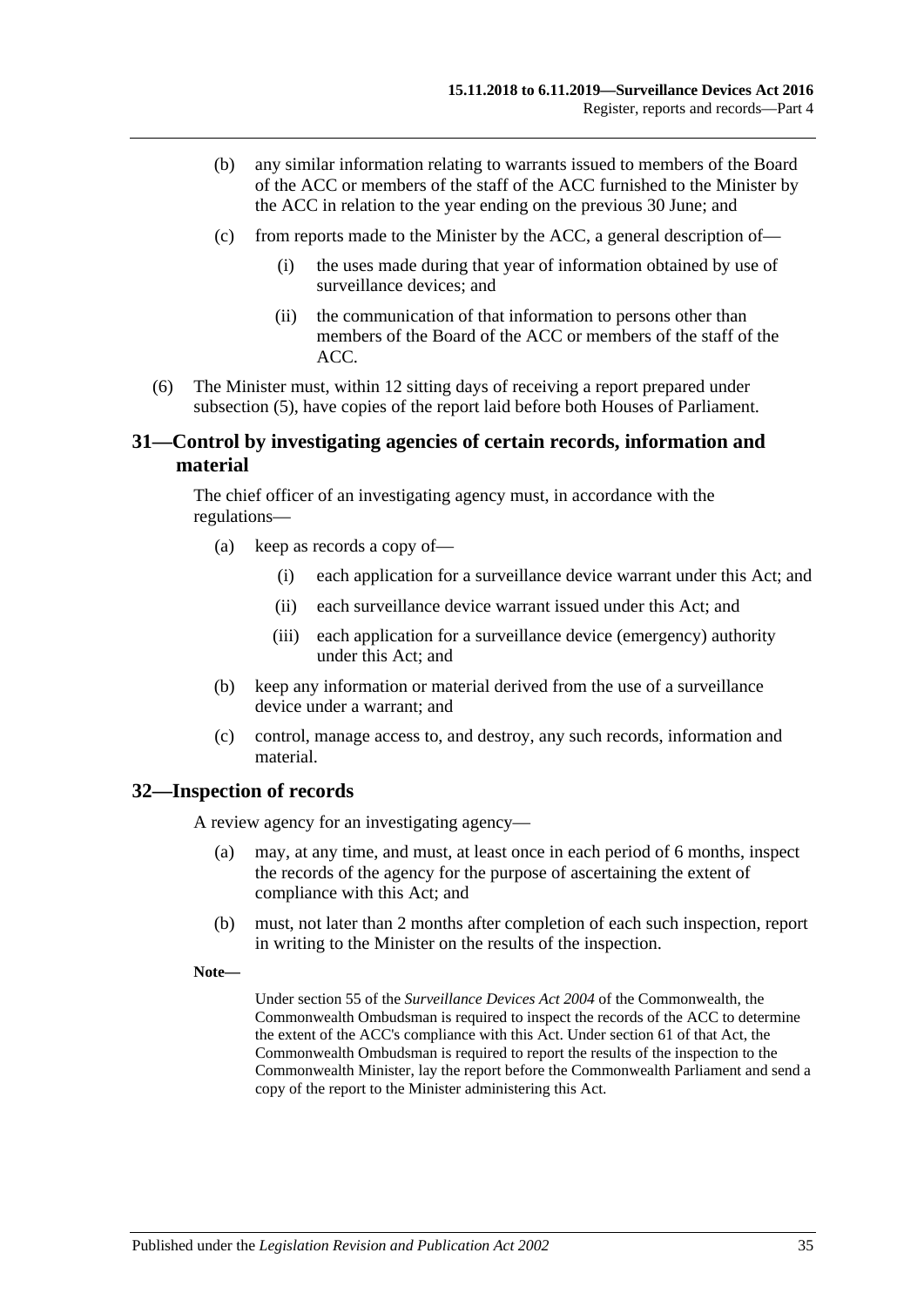(b) any similar information relating to warrants issued to members of the Board of the ACC or members of the staff of the ACC furnished to the Minister by the ACC in relation to the year ending on the previous 30 June; and

(c) from reports made to the Minister by the ACC, a general description of—

(i) the uses made during that year of information obtained by use of surveillance devices; and

(ii) the communication of that information to persons other than members of the Board of the ACC or members of the staff of the ACC.

(6) The Minister must, within 12 sitting days of receiving a report prepared under subsection (5), have copies of the report laid before both Houses of Parliament.

## 31—Control by investigating agencies of certain records, information and material

The chief officer of an investigating agency must, in accordance with the regulations—

(a) keep as records a copy of—

(i) each application for a surveillance device warrant under this Act; and

(ii) each surveillance device warrant issued under this Act; and

(iii) each application for a surveillance device (emergency) authority under this Act; and

(b) keep any information or material derived from the use of a surveillance device under a warrant; and

(c) control, manage access to, and destroy, any such records, information and material.

## 32—Inspection of records

A review agency for an investigating agency—

(a) may, at any time, and must, at least once in each period of 6 months, inspect the records of the agency for the purpose of ascertaining the extent of compliance with this Act; and

(b) must, not later than 2 months after completion of each such inspection, report in writing to the Minister on the results of the inspection.

**Note—**

Under section 55 of the *Surveillance Devices Act 2004* of the Commonwealth, the Commonwealth Ombudsman is required to inspect the records of the ACC to determine the extent of the ACC's compliance with this Act. Under section 61 of that Act, the Commonwealth Ombudsman is required to report the results of the inspection to the Commonwealth Minister, lay the report before the Commonwealth Parliament and send a copy of the report to the Minister administering this Act.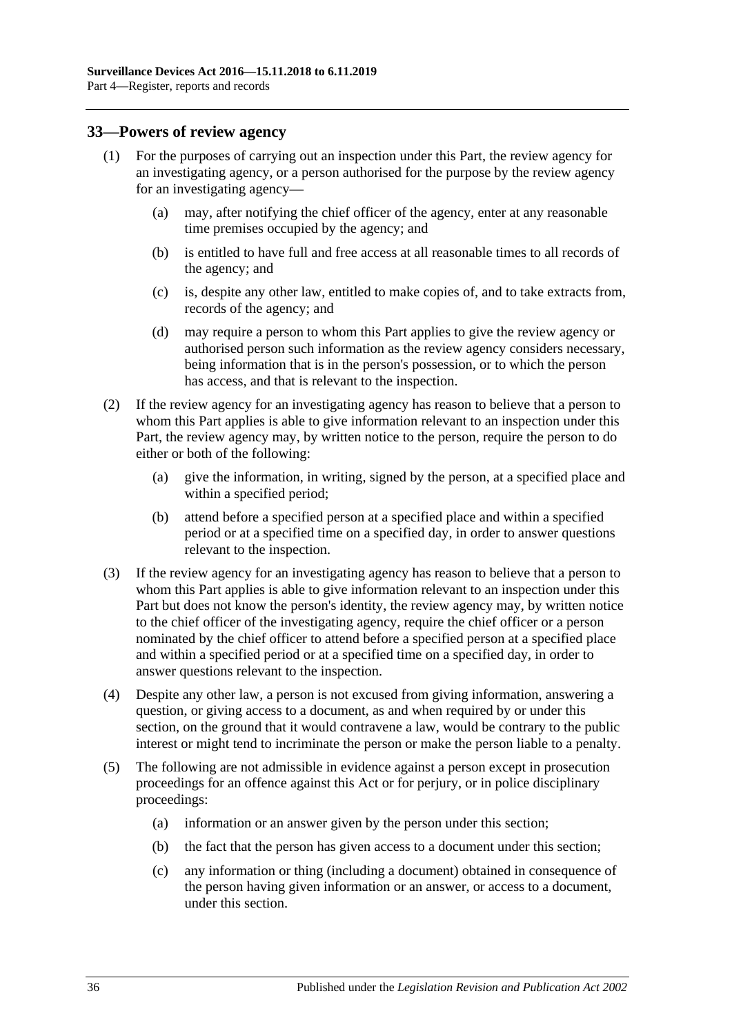## 33—Powers of review agency

(1) For the purposes of carrying out an inspection under this Part, the review agency for an investigating agency, or a person authorised for the purpose by the review agency for an investigating agency—

(a) may, after notifying the chief officer of the agency, enter at any reasonable time premises occupied by the agency; and

(b) is entitled to have full and free access at all reasonable times to all records of the agency; and

(c) is, despite any other law, entitled to make copies of, and to take extracts from, records of the agency; and

(d) may require a person to whom this Part applies to give the review agency or authorised person such information as the review agency considers necessary, being information that is in the person's possession, or to which the person has access, and that is relevant to the inspection.

(2) If the review agency for an investigating agency has reason to believe that a person to whom this Part applies is able to give information relevant to an inspection under this Part, the review agency may, by written notice to the person, require the person to do either or both of the following:

(a) give the information, in writing, signed by the person, at a specified place and within a specified period;

(b) attend before a specified person at a specified place and within a specified period or at a specified time on a specified day, in order to answer questions relevant to the inspection.

(3) If the review agency for an investigating agency has reason to believe that a person to whom this Part applies is able to give information relevant to an inspection under this Part but does not know the person's identity, the review agency may, by written notice to the chief officer of the investigating agency, require the chief officer or a person nominated by the chief officer to attend before a specified person at a specified place and within a specified period or at a specified time on a specified day, in order to answer questions relevant to the inspection.

(4) Despite any other law, a person is not excused from giving information, answering a question, or giving access to a document, as and when required by or under this section, on the ground that it would contravene a law, would be contrary to the public interest or might tend to incriminate the person or make the person liable to a penalty.

(5) The following are not admissible in evidence against a person except in prosecution proceedings for an offence against this Act or for perjury, or in police disciplinary proceedings:

(a) information or an answer given by the person under this section;

(b) the fact that the person has given access to a document under this section;

(c) any information or thing (including a document) obtained in consequence of the person having given information or an answer, or access to a document, under this section.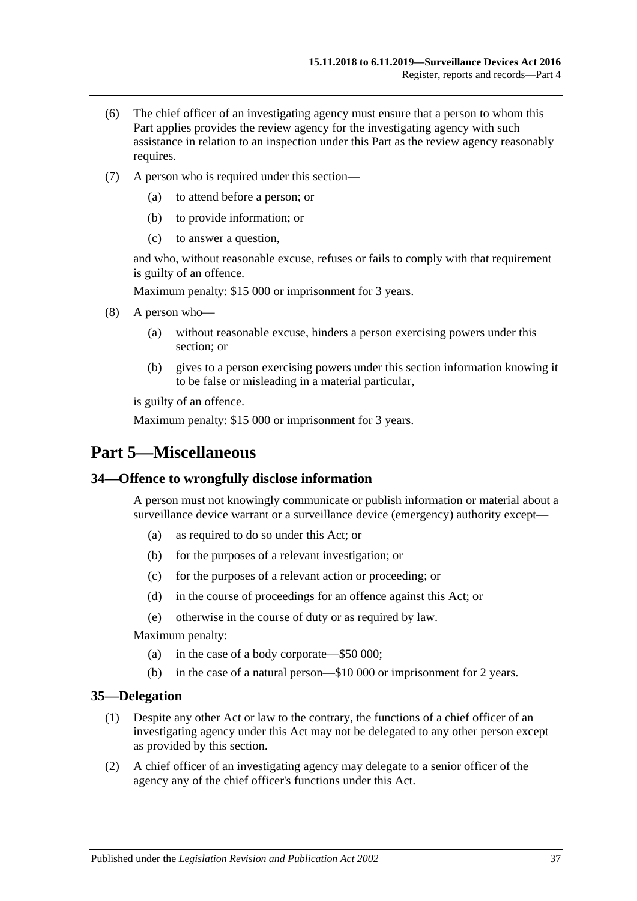(6) The chief officer of an investigating agency must ensure that a person to whom this Part applies provides the review agency for the investigating agency with such assistance in relation to an inspection under this Part as the review agency reasonably requires.

(7) A person who is required under this section—

(a) to attend before a person; or

(b) to provide information; or

(c) to answer a question,

and who, without reasonable excuse, refuses or fails to comply with that requirement is guilty of an offence.

Maximum penalty: $15 000 or imprisonment for 3 years.

(8) A person who—

(a) without reasonable excuse, hinders a person exercising powers under this section; or

(b) gives to a person exercising powers under this section information knowing it to be false or misleading in a material particular,

is guilty of an offence.

Maximum penalty: $15 000 or imprisonment for 3 years.

# Part 5—Miscellaneous

## 34—Offence to wrongfully disclose information

A person must not knowingly communicate or publish information or material about a surveillance device warrant or a surveillance device (emergency) authority except—

(a) as required to do so under this Act; or

(b) for the purposes of a relevant investigation; or

(c) for the purposes of a relevant action or proceeding; or

(d) in the course of proceedings for an offence against this Act; or

(e) otherwise in the course of duty or as required by law.

Maximum penalty:

(a) in the case of a body corporate—$50 000;

(b) in the case of a natural person—$10 000 or imprisonment for 2 years.

## 35—Delegation

(1) Despite any other Act or law to the contrary, the functions of a chief officer of an investigating agency under this Act may not be delegated to any other person except as provided by this section.

(2) A chief officer of an investigating agency may delegate to a senior officer of the agency any of the chief officer's functions under this Act.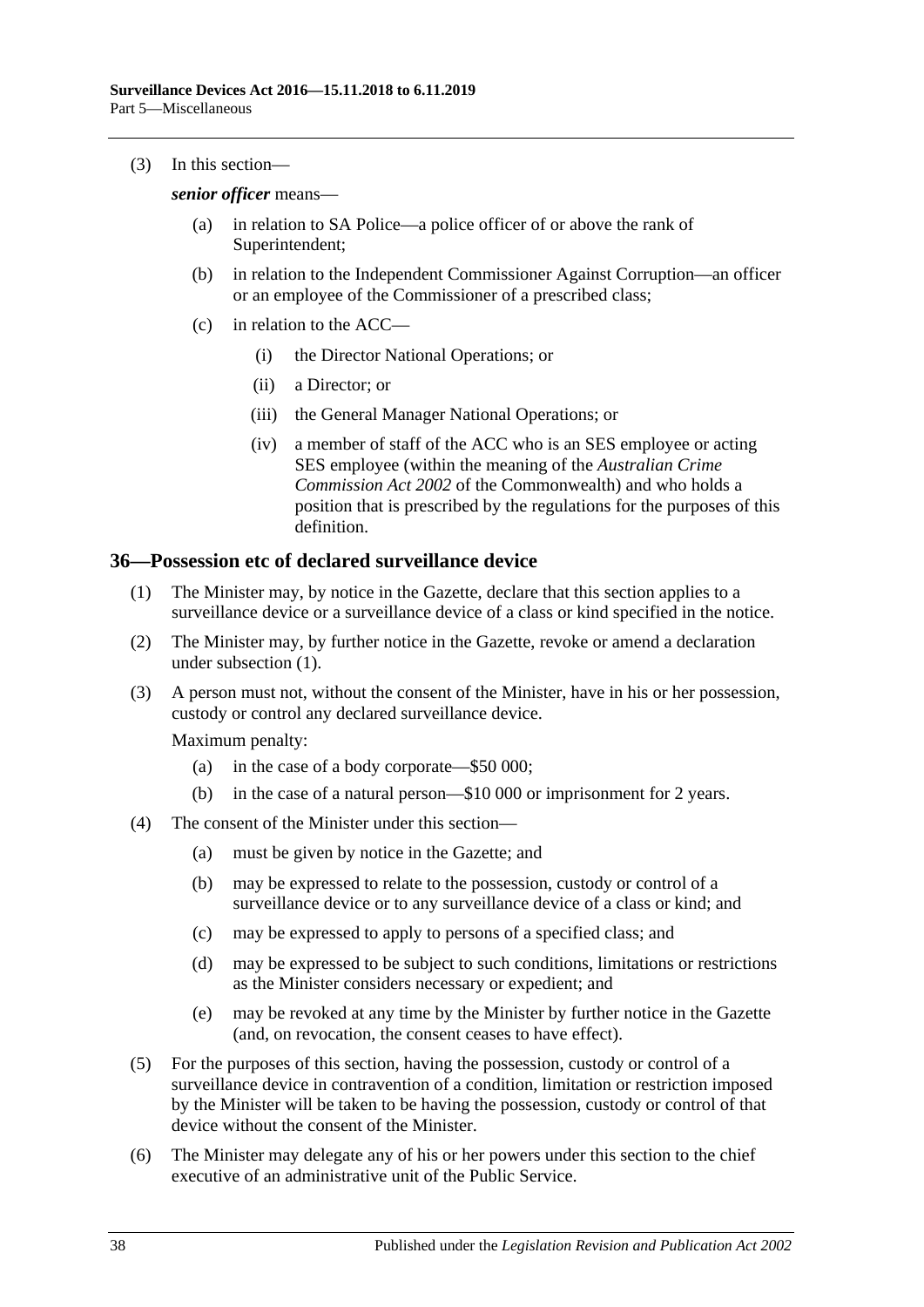(3) In this section—

***senior officer*** means—

- (a) in relation to SA Police—a police officer of or above the rank of Superintendent;
- (b) in relation to the Independent Commissioner Against Corruption—an officer or an employee of the Commissioner of a prescribed class;
- (c) in relation to the ACC—
  - (i) the Director National Operations; or
  - (ii) a Director; or
  - (iii) the General Manager National Operations; or
  - (iv) a member of staff of the ACC who is an SES employee or acting SES employee (within the meaning of the *Australian Crime Commission Act 2002* of the Commonwealth) and who holds a position that is prescribed by the regulations for the purposes of this definition.

## 36—Possession etc of declared surveillance device

(1) The Minister may, by notice in the Gazette, declare that this section applies to a surveillance device or a surveillance device of a class or kind specified in the notice.

(2) The Minister may, by further notice in the Gazette, revoke or amend a declaration under subsection (1).

(3) A person must not, without the consent of the Minister, have in his or her possession, custody or control any declared surveillance device.

Maximum penalty:

- (a) in the case of a body corporate—$50 000;
- (b) in the case of a natural person—$10 000 or imprisonment for 2 years.

(4) The consent of the Minister under this section—

- (a) must be given by notice in the Gazette; and
- (b) may be expressed to relate to the possession, custody or control of a surveillance device or to any surveillance device of a class or kind; and
- (c) may be expressed to apply to persons of a specified class; and
- (d) may be expressed to be subject to such conditions, limitations or restrictions as the Minister considers necessary or expedient; and
- (e) may be revoked at any time by the Minister by further notice in the Gazette (and, on revocation, the consent ceases to have effect).

(5) For the purposes of this section, having the possession, custody or control of a surveillance device in contravention of a condition, limitation or restriction imposed by the Minister will be taken to be having the possession, custody or control of that device without the consent of the Minister.

(6) The Minister may delegate any of his or her powers under this section to the chief executive of an administrative unit of the Public Service.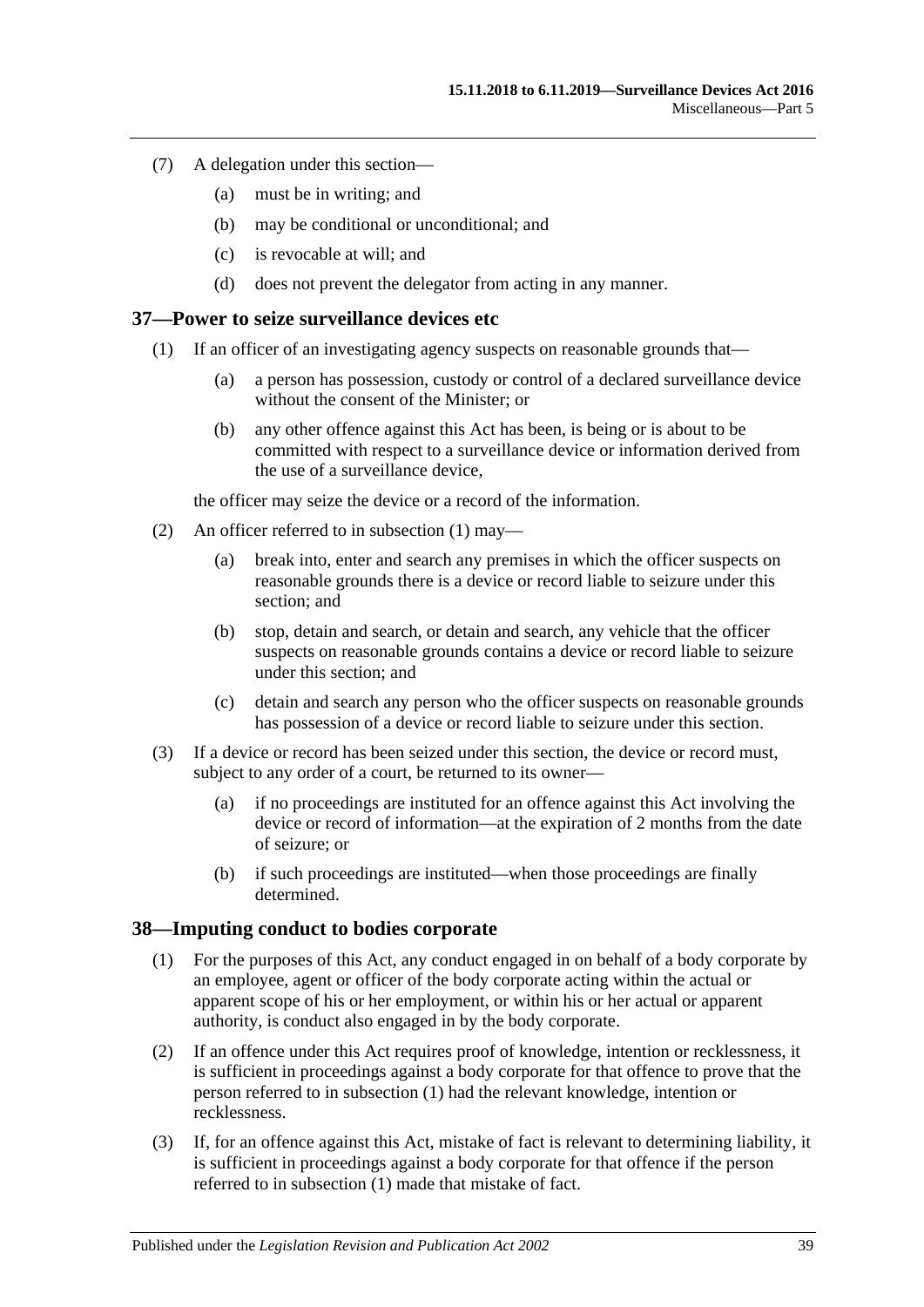(7) A delegation under this section—

(a) must be in writing; and

(b) may be conditional or unconditional; and

(c) is revocable at will; and

(d) does not prevent the delegator from acting in any manner.

## 37—Power to seize surveillance devices etc

(1) If an officer of an investigating agency suspects on reasonable grounds that—

(a) a person has possession, custody or control of a declared surveillance device without the consent of the Minister; or

(b) any other offence against this Act has been, is being or is about to be committed with respect to a surveillance device or information derived from the use of a surveillance device,

the officer may seize the device or a record of the information.

(2) An officer referred to in subsection (1) may—

(a) break into, enter and search any premises in which the officer suspects on reasonable grounds there is a device or record liable to seizure under this section; and

(b) stop, detain and search, or detain and search, any vehicle that the officer suspects on reasonable grounds contains a device or record liable to seizure under this section; and

(c) detain and search any person who the officer suspects on reasonable grounds has possession of a device or record liable to seizure under this section.

(3) If a device or record has been seized under this section, the device or record must, subject to any order of a court, be returned to its owner—

(a) if no proceedings are instituted for an offence against this Act involving the device or record of information—at the expiration of 2 months from the date of seizure; or

(b) if such proceedings are instituted—when those proceedings are finally determined.

## 38—Imputing conduct to bodies corporate

(1) For the purposes of this Act, any conduct engaged in on behalf of a body corporate by an employee, agent or officer of the body corporate acting within the actual or apparent scope of his or her employment, or within his or her actual or apparent authority, is conduct also engaged in by the body corporate.

(2) If an offence under this Act requires proof of knowledge, intention or recklessness, it is sufficient in proceedings against a body corporate for that offence to prove that the person referred to in subsection (1) had the relevant knowledge, intention or recklessness.

(3) If, for an offence against this Act, mistake of fact is relevant to determining liability, it is sufficient in proceedings against a body corporate for that offence if the person referred to in subsection (1) made that mistake of fact.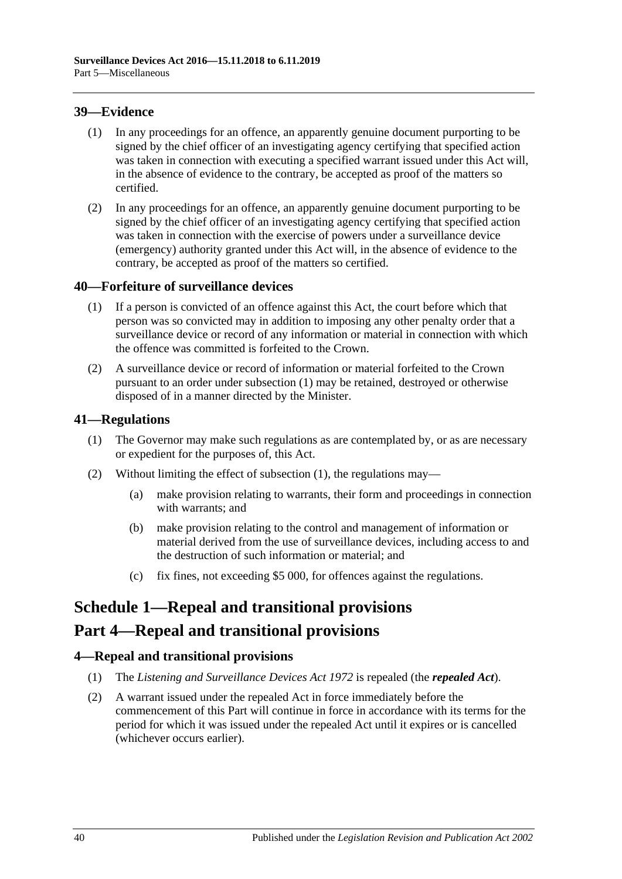## 39—Evidence

(1) In any proceedings for an offence, an apparently genuine document purporting to be signed by the chief officer of an investigating agency certifying that specified action was taken in connection with executing a specified warrant issued under this Act will, in the absence of evidence to the contrary, be accepted as proof of the matters so certified.

(2) In any proceedings for an offence, an apparently genuine document purporting to be signed by the chief officer of an investigating agency certifying that specified action was taken in connection with the exercise of powers under a surveillance device (emergency) authority granted under this Act will, in the absence of evidence to the contrary, be accepted as proof of the matters so certified.

## 40—Forfeiture of surveillance devices

(1) If a person is convicted of an offence against this Act, the court before which that person was so convicted may in addition to imposing any other penalty order that a surveillance device or record of any information or material in connection with which the offence was committed is forfeited to the Crown.

(2) A surveillance device or record of information or material forfeited to the Crown pursuant to an order under subsection (1) may be retained, destroyed or otherwise disposed of in a manner directed by the Minister.

## 41—Regulations

(1) The Governor may make such regulations as are contemplated by, or as are necessary or expedient for the purposes of, this Act.

(2) Without limiting the effect of subsection (1), the regulations may—

(a) make provision relating to warrants, their form and proceedings in connection with warrants; and

(b) make provision relating to the control and management of information or material derived from the use of surveillance devices, including access to and the destruction of such information or material; and

(c) fix fines, not exceeding $5 000, for offences against the regulations.

# Schedule 1—Repeal and transitional provisions

# Part 4—Repeal and transitional provisions

## 4—Repeal and transitional provisions

(1) The *Listening and Surveillance Devices Act 1972* is repealed (the ***repealed Act***).

(2) A warrant issued under the repealed Act in force immediately before the commencement of this Part will continue in force in accordance with its terms for the period for which it was issued under the repealed Act until it expires or is cancelled (whichever occurs earlier).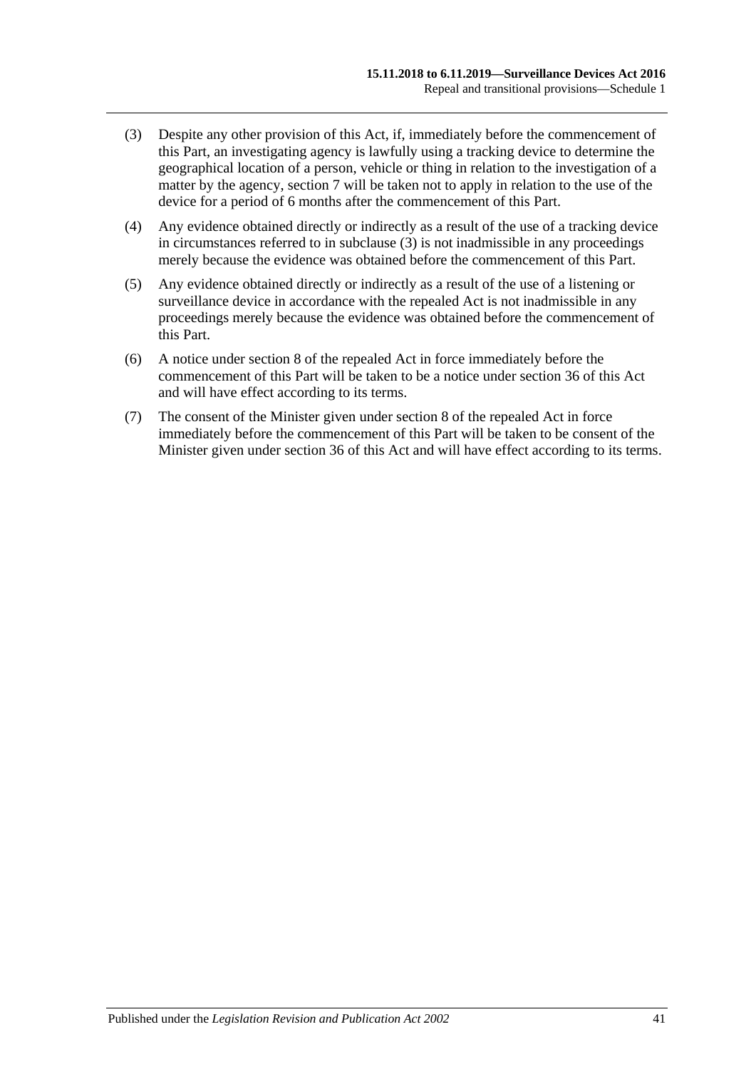(3) Despite any other provision of this Act, if, immediately before the commencement of this Part, an investigating agency is lawfully using a tracking device to determine the geographical location of a person, vehicle or thing in relation to the investigation of a matter by the agency, section 7 will be taken not to apply in relation to the use of the device for a period of 6 months after the commencement of this Part.

(4) Any evidence obtained directly or indirectly as a result of the use of a tracking device in circumstances referred to in subclause (3) is not inadmissible in any proceedings merely because the evidence was obtained before the commencement of this Part.

(5) Any evidence obtained directly or indirectly as a result of the use of a listening or surveillance device in accordance with the repealed Act is not inadmissible in any proceedings merely because the evidence was obtained before the commencement of this Part.

(6) A notice under section 8 of the repealed Act in force immediately before the commencement of this Part will be taken to be a notice under section 36 of this Act and will have effect according to its terms.

(7) The consent of the Minister given under section 8 of the repealed Act in force immediately before the commencement of this Part will be taken to be consent of the Minister given under section 36 of this Act and will have effect according to its terms.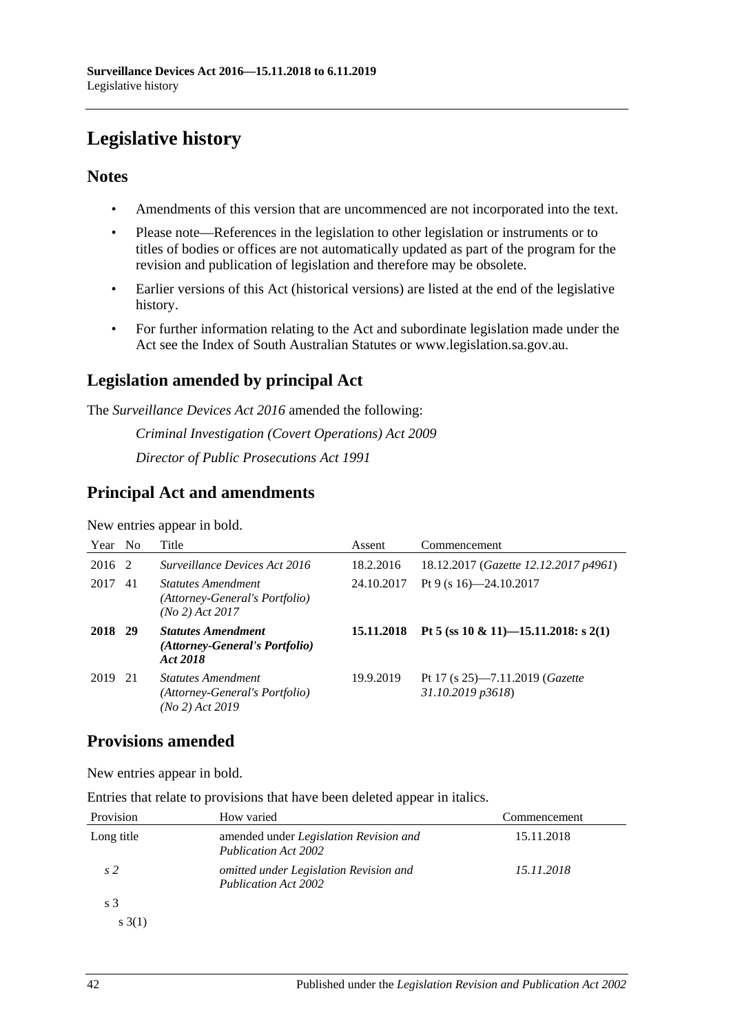# Legislative history

## Notes

- Amendments of this version that are uncommenced are not incorporated into the text.
- Please note—References in the legislation to other legislation or instruments or to titles of bodies or offices are not automatically updated as part of the program for the revision and publication of legislation and therefore may be obsolete.
- Earlier versions of this Act (historical versions) are listed at the end of the legislative history.
- For further information relating to the Act and subordinate legislation made under the Act see the Index of South Australian Statutes or www.legislation.sa.gov.au.

## Legislation amended by principal Act

The *Surveillance Devices Act 2016* amended the following:

*Criminal Investigation (Covert Operations) Act 2009*

*Director of Public Prosecutions Act 1991*

## Principal Act and amendments

New entries appear in bold.

| Year | No | Title | Assent | Commencement |
|---|---|---|---|---|
| 2016 | 2 | *Surveillance Devices Act 2016* | 18.2.2016 | 18.12.2017 (*Gazette 12.12.2017 p4961*) |
| 2017 | 41 | *Statutes Amendment (Attorney-General's Portfolio) (No 2) Act 2017* | 24.10.2017 | Pt 9 (s 16)—24.10.2017 |
| **2018** | **29** | ***Statutes Amendment (Attorney-General's Portfolio) Act 2018*** | **15.11.2018** | **Pt 5 (ss 10 & 11)—15.11.2018: s 2(1)** |
| 2019 | 21 | *Statutes Amendment (Attorney-General's Portfolio) (No 2) Act 2019* | 19.9.2019 | Pt 17 (s 25)—7.11.2019 (*Gazette 31.10.2019 p3618*) |

## Provisions amended

New entries appear in bold.

Entries that relate to provisions that have been deleted appear in italics.

| Provision | How varied | Commencement |
|---|---|---|
| Long title | amended under *Legislation Revision and Publication Act 2002* | 15.11.2018 |
| *s 2* | *omitted under Legislation Revision and Publication Act 2002* | *15.11.2018* |
| s 3 | | |
| s 3(1) | | |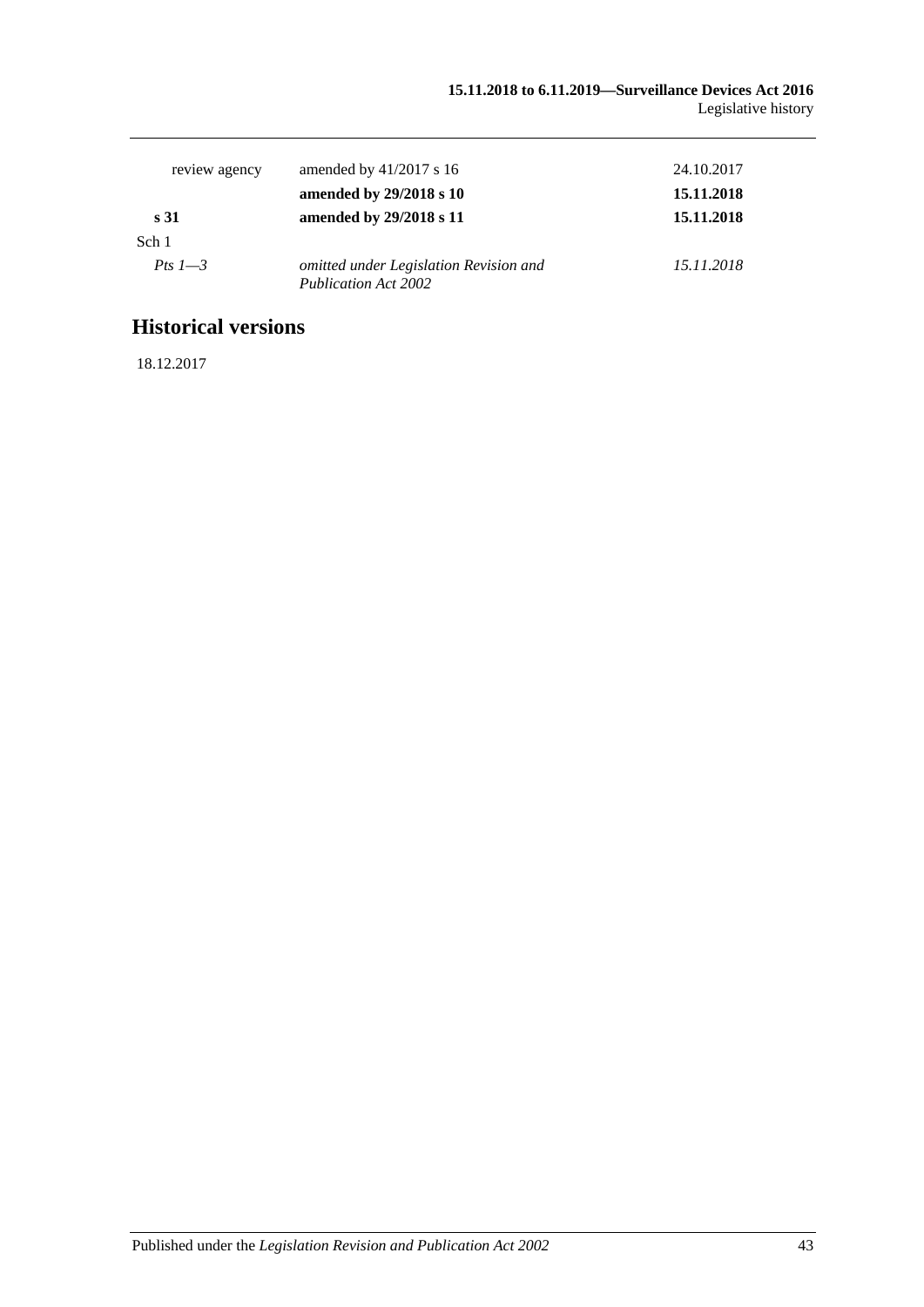| | | |
|---|---|---|
| review agency | amended by 41/2017 s 16 | 24.10.2017 |
| | **amended by 29/2018 s 10** | **15.11.2018** |
| **s 31** | **amended by 29/2018 s 11** | **15.11.2018** |
| Sch 1 | | |
| *Pts 1—3* | *omitted under Legislation Revision and Publication Act 2002* | *15.11.2018* |

## Historical versions

18.12.2017